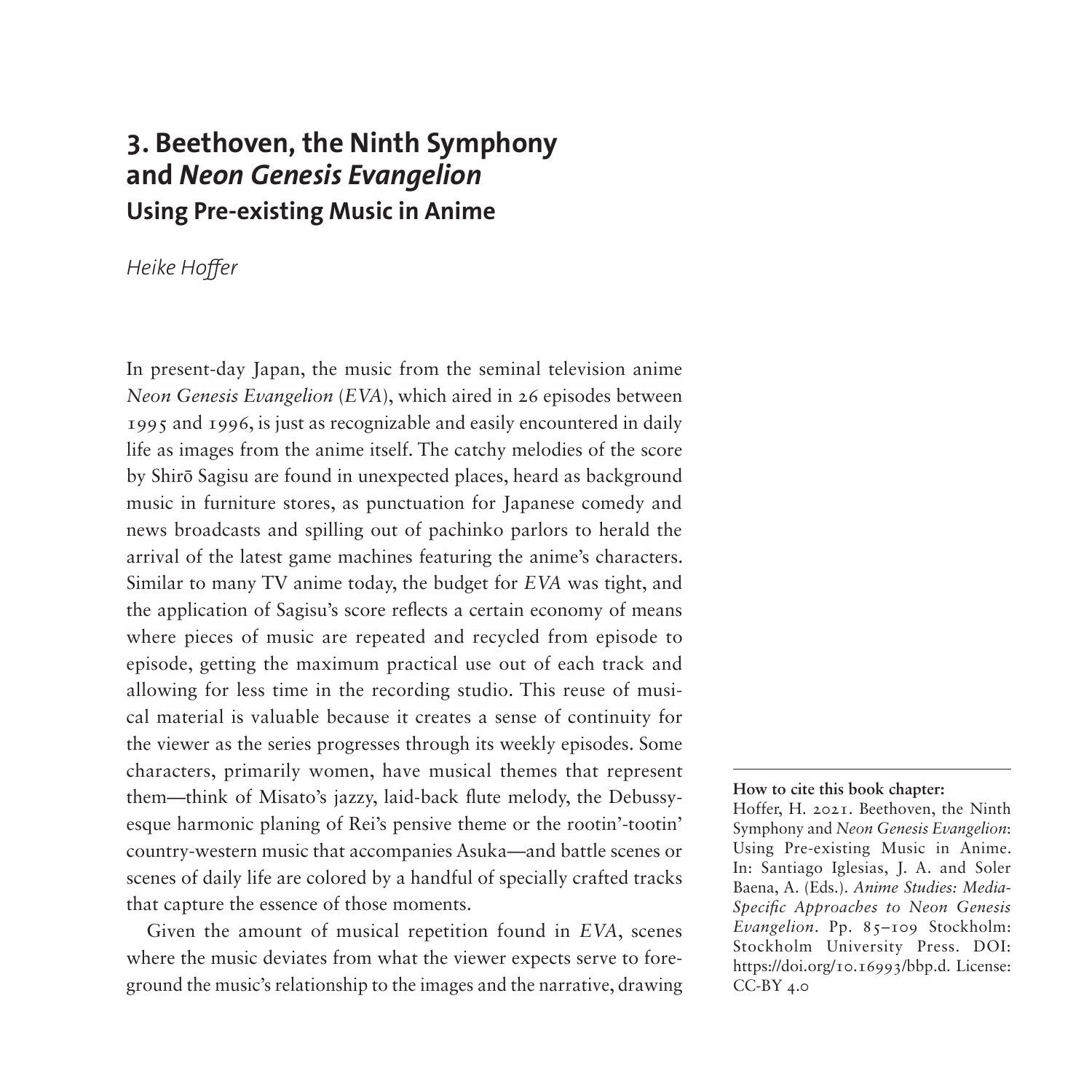# 3. Beethoven, the Ninth Symphony and *Neon Genesis Evangelion*

## Using Pre-existing Music in Anime

*Heike Hoffer*

In present-day Japan, the music from the seminal television anime *Neon Genesis Evangelion* (*EVA*), which aired in 26 episodes between 1995 and 1996, is just as recognizable and easily encountered in daily life as images from the anime itself. The catchy melodies of the score by Shirō Sagisu are found in unexpected places, heard as background music in furniture stores, as punctuation for Japanese comedy and news broadcasts and spilling out of pachinko parlors to herald the arrival of the latest game machines featuring the anime's characters. Similar to many TV anime today, the budget for *EVA* was tight, and the application of Sagisu's score reflects a certain economy of means where pieces of music are repeated and recycled from episode to episode, getting the maximum practical use out of each track and allowing for less time in the recording studio. This reuse of musical material is valuable because it creates a sense of continuity for the viewer as the series progresses through its weekly episodes. Some characters, primarily women, have musical themes that represent them—think of Misato's jazzy, laid-back flute melody, the Debussy-esque harmonic planing of Rei's pensive theme or the rootin'-tootin' country-western music that accompanies Asuka—and battle scenes or scenes of daily life are colored by a handful of specially crafted tracks that capture the essence of those moments.

Given the amount of musical repetition found in *EVA*, scenes where the music deviates from what the viewer expects serve to foreground the music's relationship to the images and the narrative, drawing

**How to cite this book chapter:**
Hoffer, H. 2021. Beethoven, the Ninth Symphony and *Neon Genesis Evangelion*: Using Pre-existing Music in Anime. In: Santiago Iglesias, J. A. and Soler Baena, A. (Eds.). *Anime Studies: Media-Specific Approaches to Neon Genesis Evangelion*. Pp. 85–109 Stockholm: Stockholm University Press. DOI: https://doi.org/10.16993/bbp.d. License: CC-BY 4.0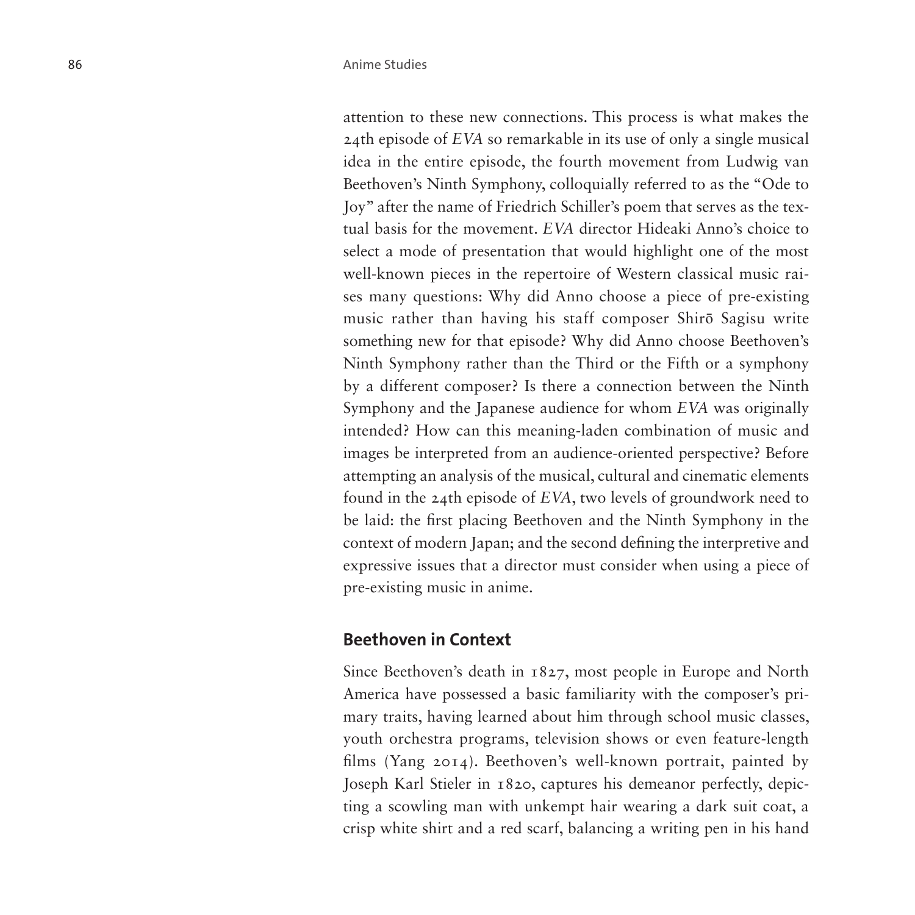attention to these new connections. This process is what makes the 24th episode of *EVA* so remarkable in its use of only a single musical idea in the entire episode, the fourth movement from Ludwig van Beethoven's Ninth Symphony, colloquially referred to as the "Ode to Joy" after the name of Friedrich Schiller's poem that serves as the textual basis for the movement. *EVA* director Hideaki Anno's choice to select a mode of presentation that would highlight one of the most well-known pieces in the repertoire of Western classical music raises many questions: Why did Anno choose a piece of pre-existing music rather than having his staff composer Shirō Sagisu write something new for that episode? Why did Anno choose Beethoven's Ninth Symphony rather than the Third or the Fifth or a symphony by a different composer? Is there a connection between the Ninth Symphony and the Japanese audience for whom *EVA* was originally intended? How can this meaning-laden combination of music and images be interpreted from an audience-oriented perspective? Before attempting an analysis of the musical, cultural and cinematic elements found in the 24th episode of *EVA*, two levels of groundwork need to be laid: the first placing Beethoven and the Ninth Symphony in the context of modern Japan; and the second defining the interpretive and expressive issues that a director must consider when using a piece of pre-existing music in anime.

## Beethoven in Context

Since Beethoven's death in 1827, most people in Europe and North America have possessed a basic familiarity with the composer's primary traits, having learned about him through school music classes, youth orchestra programs, television shows or even feature-length films (Yang 2014). Beethoven's well-known portrait, painted by Joseph Karl Stieler in 1820, captures his demeanor perfectly, depicting a scowling man with unkempt hair wearing a dark suit coat, a crisp white shirt and a red scarf, balancing a writing pen in his hand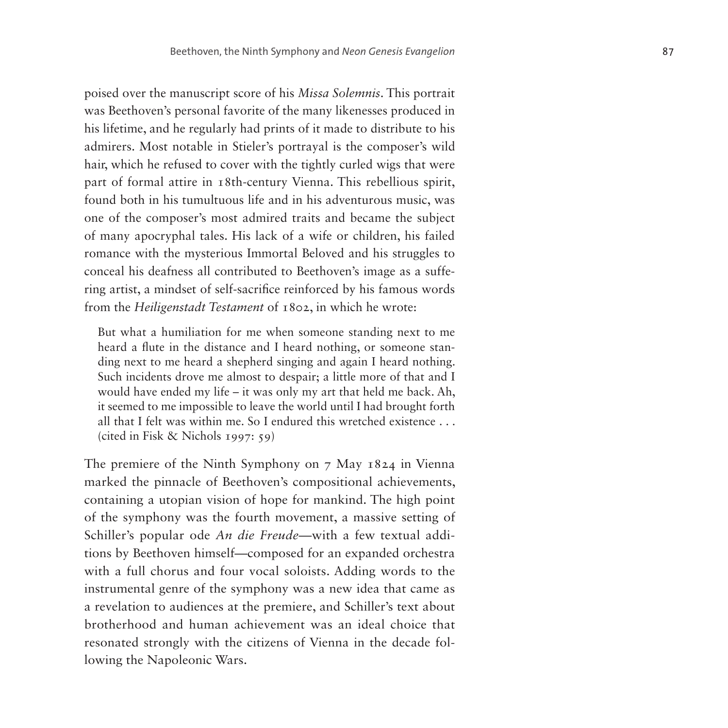poised over the manuscript score of his *Missa Solemnis*. This portrait was Beethoven's personal favorite of the many likenesses produced in his lifetime, and he regularly had prints of it made to distribute to his admirers. Most notable in Stieler's portrayal is the composer's wild hair, which he refused to cover with the tightly curled wigs that were part of formal attire in 18th-century Vienna. This rebellious spirit, found both in his tumultuous life and in his adventurous music, was one of the composer's most admired traits and became the subject of many apocryphal tales. His lack of a wife or children, his failed romance with the mysterious Immortal Beloved and his struggles to conceal his deafness all contributed to Beethoven's image as a suffering artist, a mindset of self-sacrifice reinforced by his famous words from the *Heiligenstadt Testament* of 1802, in which he wrote:

> But what a humiliation for me when someone standing next to me heard a flute in the distance and I heard nothing, or someone standing next to me heard a shepherd singing and again I heard nothing. Such incidents drove me almost to despair; a little more of that and I would have ended my life – it was only my art that held me back. Ah, it seemed to me impossible to leave the world until I had brought forth all that I felt was within me. So I endured this wretched existence . . . (cited in Fisk & Nichols 1997: 59)

The premiere of the Ninth Symphony on 7 May 1824 in Vienna marked the pinnacle of Beethoven's compositional achievements, containing a utopian vision of hope for mankind. The high point of the symphony was the fourth movement, a massive setting of Schiller's popular ode *An die Freude*—with a few textual additions by Beethoven himself—composed for an expanded orchestra with a full chorus and four vocal soloists. Adding words to the instrumental genre of the symphony was a new idea that came as a revelation to audiences at the premiere, and Schiller's text about brotherhood and human achievement was an ideal choice that resonated strongly with the citizens of Vienna in the decade following the Napoleonic Wars.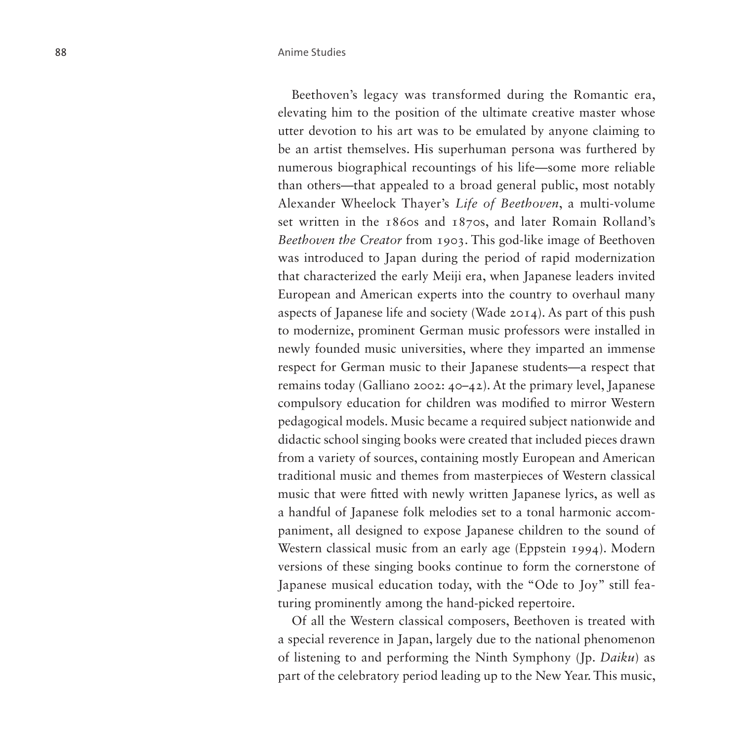Beethoven's legacy was transformed during the Romantic era, elevating him to the position of the ultimate creative master whose utter devotion to his art was to be emulated by anyone claiming to be an artist themselves. His superhuman persona was furthered by numerous biographical recountings of his life—some more reliable than others—that appealed to a broad general public, most notably Alexander Wheelock Thayer's *Life of Beethoven*, a multi-volume set written in the 1860s and 1870s, and later Romain Rolland's *Beethoven the Creator* from 1903. This god-like image of Beethoven was introduced to Japan during the period of rapid modernization that characterized the early Meiji era, when Japanese leaders invited European and American experts into the country to overhaul many aspects of Japanese life and society (Wade 2014). As part of this push to modernize, prominent German music professors were installed in newly founded music universities, where they imparted an immense respect for German music to their Japanese students—a respect that remains today (Galliano 2002: 40–42). At the primary level, Japanese compulsory education for children was modified to mirror Western pedagogical models. Music became a required subject nationwide and didactic school singing books were created that included pieces drawn from a variety of sources, containing mostly European and American traditional music and themes from masterpieces of Western classical music that were fitted with newly written Japanese lyrics, as well as a handful of Japanese folk melodies set to a tonal harmonic accompaniment, all designed to expose Japanese children to the sound of Western classical music from an early age (Eppstein 1994). Modern versions of these singing books continue to form the cornerstone of Japanese musical education today, with the "Ode to Joy" still featuring prominently among the hand-picked repertoire.

Of all the Western classical composers, Beethoven is treated with a special reverence in Japan, largely due to the national phenomenon of listening to and performing the Ninth Symphony (Jp. *Daiku*) as part of the celebratory period leading up to the New Year. This music,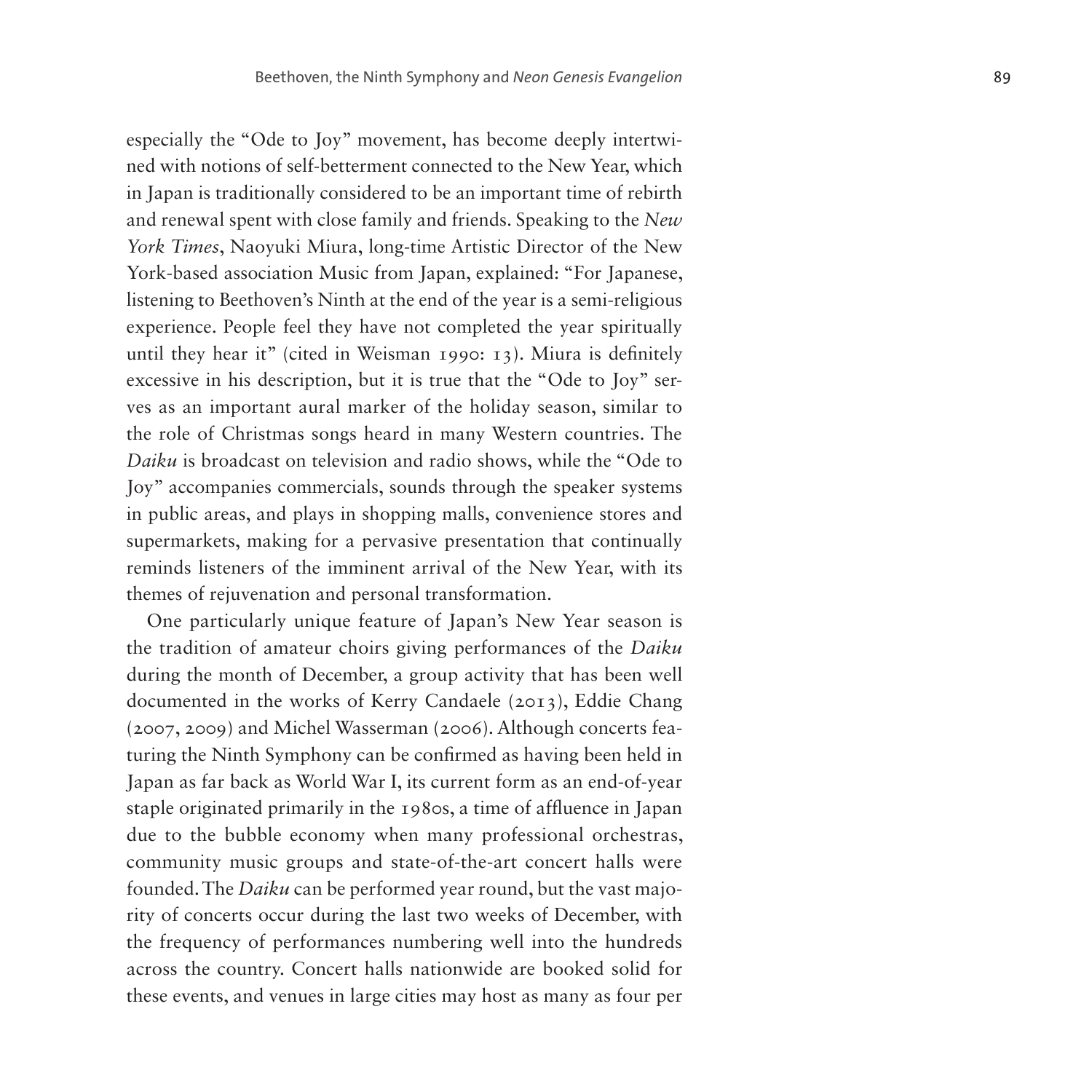especially the "Ode to Joy" movement, has become deeply intertwined with notions of self-betterment connected to the New Year, which in Japan is traditionally considered to be an important time of rebirth and renewal spent with close family and friends. Speaking to the *New York Times*, Naoyuki Miura, long-time Artistic Director of the New York-based association Music from Japan, explained: "For Japanese, listening to Beethoven's Ninth at the end of the year is a semi-religious experience. People feel they have not completed the year spiritually until they hear it" (cited in Weisman 1990: 13). Miura is definitely excessive in his description, but it is true that the "Ode to Joy" serves as an important aural marker of the holiday season, similar to the role of Christmas songs heard in many Western countries. The *Daiku* is broadcast on television and radio shows, while the "Ode to Joy" accompanies commercials, sounds through the speaker systems in public areas, and plays in shopping malls, convenience stores and supermarkets, making for a pervasive presentation that continually reminds listeners of the imminent arrival of the New Year, with its themes of rejuvenation and personal transformation.

One particularly unique feature of Japan's New Year season is the tradition of amateur choirs giving performances of the *Daiku* during the month of December, a group activity that has been well documented in the works of Kerry Candaele (2013), Eddie Chang (2007, 2009) and Michel Wasserman (2006). Although concerts featuring the Ninth Symphony can be confirmed as having been held in Japan as far back as World War I, its current form as an end-of-year staple originated primarily in the 1980s, a time of affluence in Japan due to the bubble economy when many professional orchestras, community music groups and state-of-the-art concert halls were founded. The *Daiku* can be performed year round, but the vast majority of concerts occur during the last two weeks of December, with the frequency of performances numbering well into the hundreds across the country. Concert halls nationwide are booked solid for these events, and venues in large cities may host as many as four per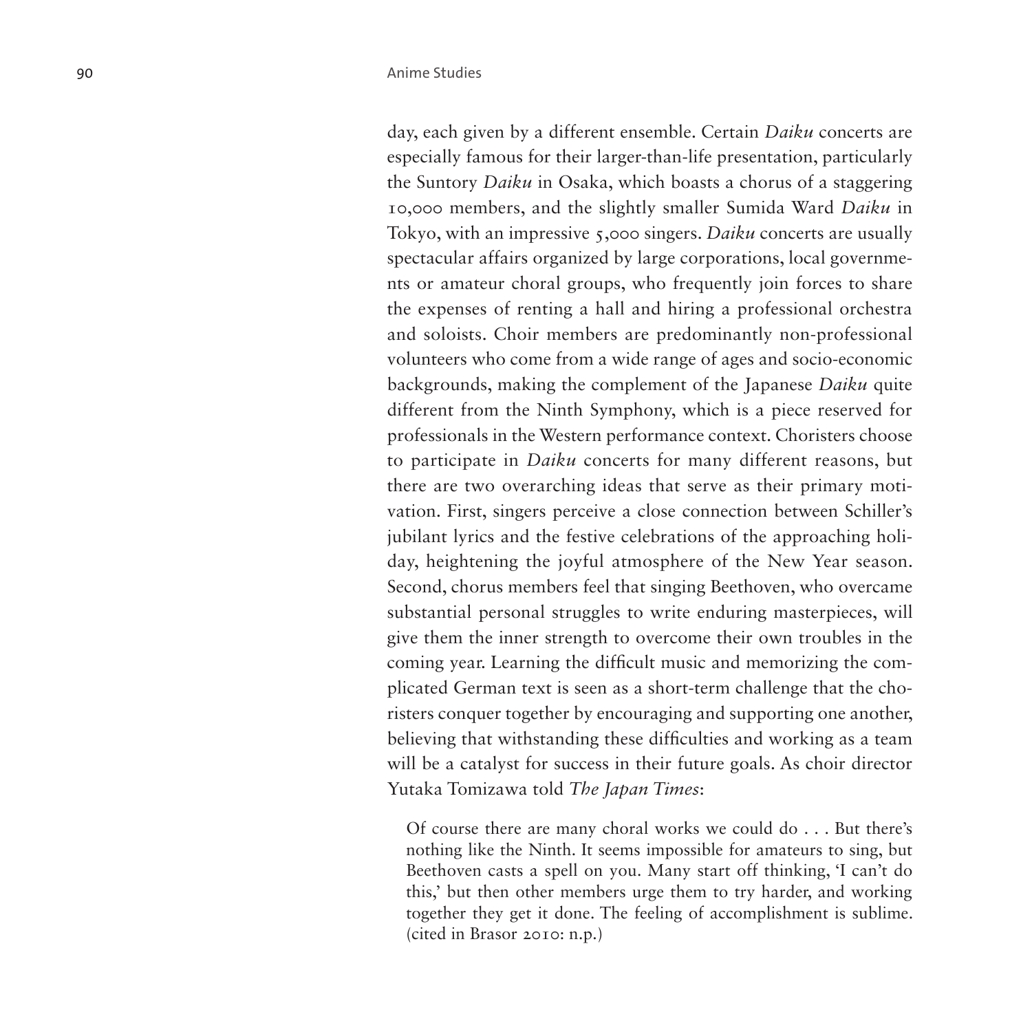day, each given by a different ensemble. Certain *Daiku* concerts are especially famous for their larger-than-life presentation, particularly the Suntory *Daiku* in Osaka, which boasts a chorus of a staggering 10,000 members, and the slightly smaller Sumida Ward *Daiku* in Tokyo, with an impressive 5,000 singers. *Daiku* concerts are usually spectacular affairs organized by large corporations, local governments or amateur choral groups, who frequently join forces to share the expenses of renting a hall and hiring a professional orchestra and soloists. Choir members are predominantly non-professional volunteers who come from a wide range of ages and socio-economic backgrounds, making the complement of the Japanese *Daiku* quite different from the Ninth Symphony, which is a piece reserved for professionals in the Western performance context. Choristers choose to participate in *Daiku* concerts for many different reasons, but there are two overarching ideas that serve as their primary motivation. First, singers perceive a close connection between Schiller's jubilant lyrics and the festive celebrations of the approaching holiday, heightening the joyful atmosphere of the New Year season. Second, chorus members feel that singing Beethoven, who overcame substantial personal struggles to write enduring masterpieces, will give them the inner strength to overcome their own troubles in the coming year. Learning the difficult music and memorizing the complicated German text is seen as a short-term challenge that the choristers conquer together by encouraging and supporting one another, believing that withstanding these difficulties and working as a team will be a catalyst for success in their future goals. As choir director Yutaka Tomizawa told *The Japan Times*:

> Of course there are many choral works we could do . . . But there's nothing like the Ninth. It seems impossible for amateurs to sing, but Beethoven casts a spell on you. Many start off thinking, 'I can't do this,' but then other members urge them to try harder, and working together they get it done. The feeling of accomplishment is sublime. (cited in Brasor 2010: n.p.)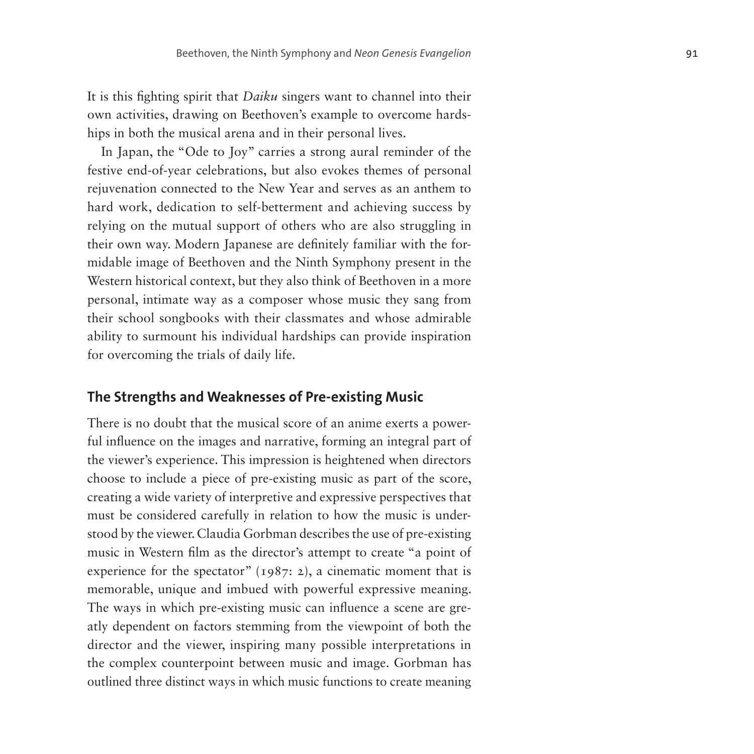It is this fighting spirit that *Daiku* singers want to channel into their own activities, drawing on Beethoven's example to overcome hardships in both the musical arena and in their personal lives.

In Japan, the "Ode to Joy" carries a strong aural reminder of the festive end-of-year celebrations, but also evokes themes of personal rejuvenation connected to the New Year and serves as an anthem to hard work, dedication to self-betterment and achieving success by relying on the mutual support of others who are also struggling in their own way. Modern Japanese are definitely familiar with the formidable image of Beethoven and the Ninth Symphony present in the Western historical context, but they also think of Beethoven in a more personal, intimate way as a composer whose music they sang from their school songbooks with their classmates and whose admirable ability to surmount his individual hardships can provide inspiration for overcoming the trials of daily life.

## The Strengths and Weaknesses of Pre-existing Music

There is no doubt that the musical score of an anime exerts a powerful influence on the images and narrative, forming an integral part of the viewer's experience. This impression is heightened when directors choose to include a piece of pre-existing music as part of the score, creating a wide variety of interpretive and expressive perspectives that must be considered carefully in relation to how the music is understood by the viewer. Claudia Gorbman describes the use of pre-existing music in Western film as the director's attempt to create "a point of experience for the spectator" (1987: 2), a cinematic moment that is memorable, unique and imbued with powerful expressive meaning. The ways in which pre-existing music can influence a scene are greatly dependent on factors stemming from the viewpoint of both the director and the viewer, inspiring many possible interpretations in the complex counterpoint between music and image. Gorbman has outlined three distinct ways in which music functions to create meaning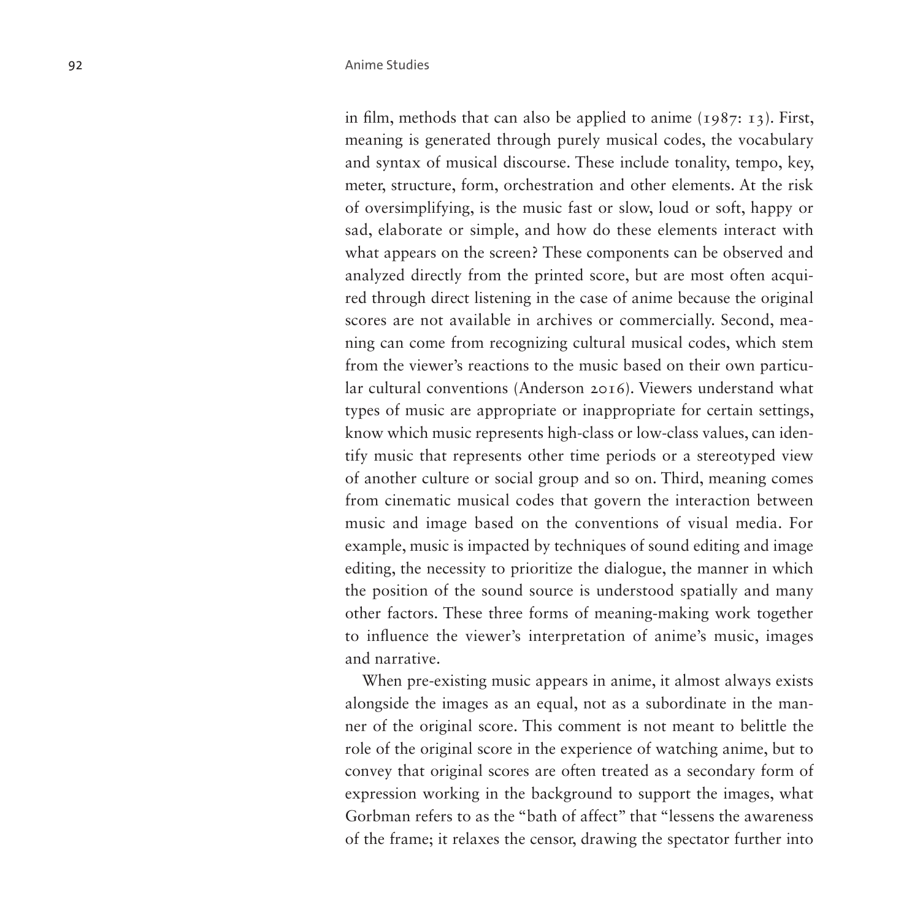in film, methods that can also be applied to anime (1987: 13). First, meaning is generated through purely musical codes, the vocabulary and syntax of musical discourse. These include tonality, tempo, key, meter, structure, form, orchestration and other elements. At the risk of oversimplifying, is the music fast or slow, loud or soft, happy or sad, elaborate or simple, and how do these elements interact with what appears on the screen? These components can be observed and analyzed directly from the printed score, but are most often acquired through direct listening in the case of anime because the original scores are not available in archives or commercially. Second, meaning can come from recognizing cultural musical codes, which stem from the viewer's reactions to the music based on their own particular cultural conventions (Anderson 2016). Viewers understand what types of music are appropriate or inappropriate for certain settings, know which music represents high-class or low-class values, can identify music that represents other time periods or a stereotyped view of another culture or social group and so on. Third, meaning comes from cinematic musical codes that govern the interaction between music and image based on the conventions of visual media. For example, music is impacted by techniques of sound editing and image editing, the necessity to prioritize the dialogue, the manner in which the position of the sound source is understood spatially and many other factors. These three forms of meaning-making work together to influence the viewer's interpretation of anime's music, images and narrative.

When pre-existing music appears in anime, it almost always exists alongside the images as an equal, not as a subordinate in the manner of the original score. This comment is not meant to belittle the role of the original score in the experience of watching anime, but to convey that original scores are often treated as a secondary form of expression working in the background to support the images, what Gorbman refers to as the "bath of affect" that "lessens the awareness of the frame; it relaxes the censor, drawing the spectator further into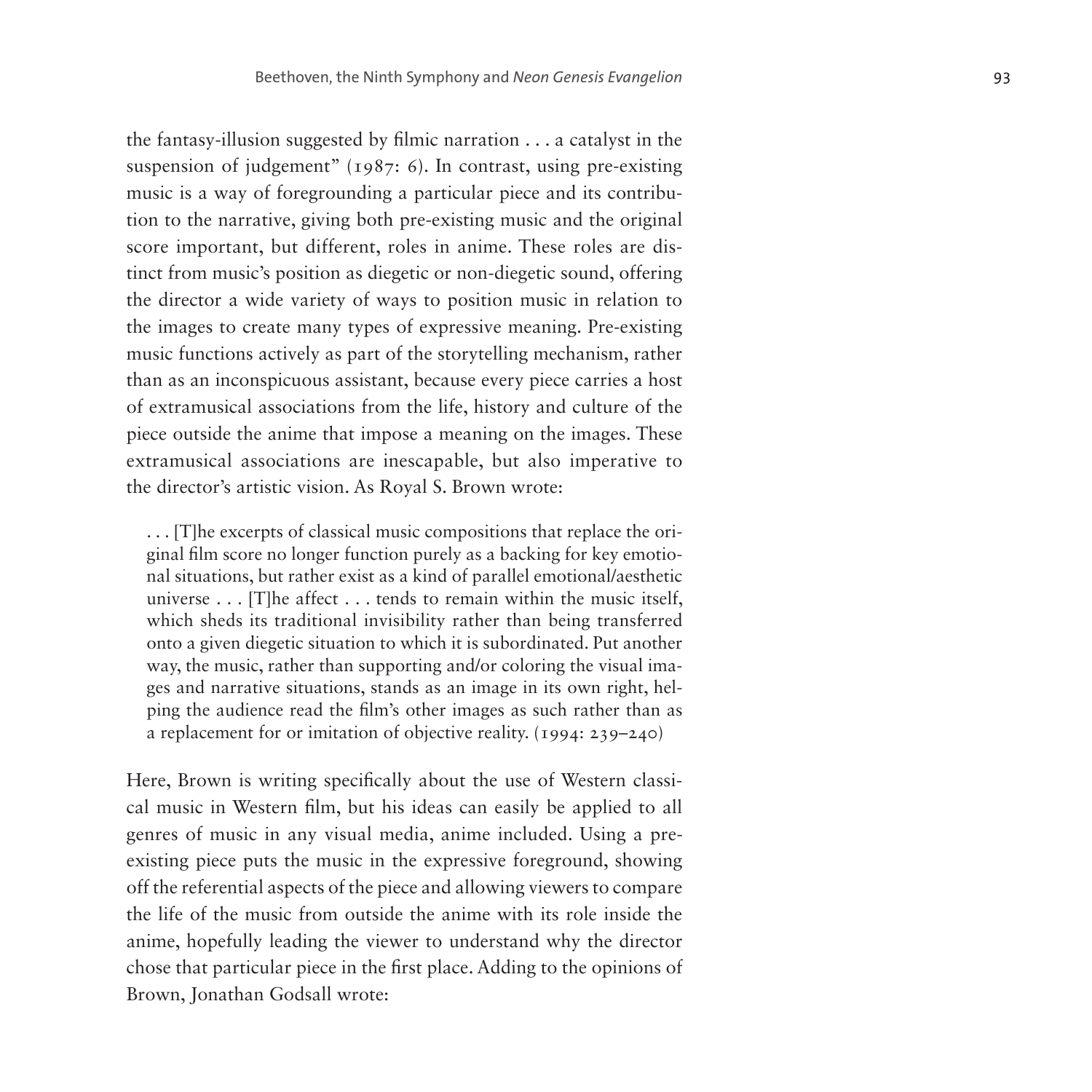the fantasy-illusion suggested by filmic narration . . . a catalyst in the suspension of judgement" (1987: 6). In contrast, using pre-existing music is a way of foregrounding a particular piece and its contribution to the narrative, giving both pre-existing music and the original score important, but different, roles in anime. These roles are distinct from music's position as diegetic or non-diegetic sound, offering the director a wide variety of ways to position music in relation to the images to create many types of expressive meaning. Pre-existing music functions actively as part of the storytelling mechanism, rather than as an inconspicuous assistant, because every piece carries a host of extramusical associations from the life, history and culture of the piece outside the anime that impose a meaning on the images. These extramusical associations are inescapable, but also imperative to the director's artistic vision. As Royal S. Brown wrote:

> . . . [T]he excerpts of classical music compositions that replace the original film score no longer function purely as a backing for key emotional situations, but rather exist as a kind of parallel emotional/aesthetic universe . . . [T]he affect . . . tends to remain within the music itself, which sheds its traditional invisibility rather than being transferred onto a given diegetic situation to which it is subordinated. Put another way, the music, rather than supporting and/or coloring the visual images and narrative situations, stands as an image in its own right, helping the audience read the film's other images as such rather than as a replacement for or imitation of objective reality. (1994: 239–240)

Here, Brown is writing specifically about the use of Western classical music in Western film, but his ideas can easily be applied to all genres of music in any visual media, anime included. Using a pre-existing piece puts the music in the expressive foreground, showing off the referential aspects of the piece and allowing viewers to compare the life of the music from outside the anime with its role inside the anime, hopefully leading the viewer to understand why the director chose that particular piece in the first place. Adding to the opinions of Brown, Jonathan Godsall wrote: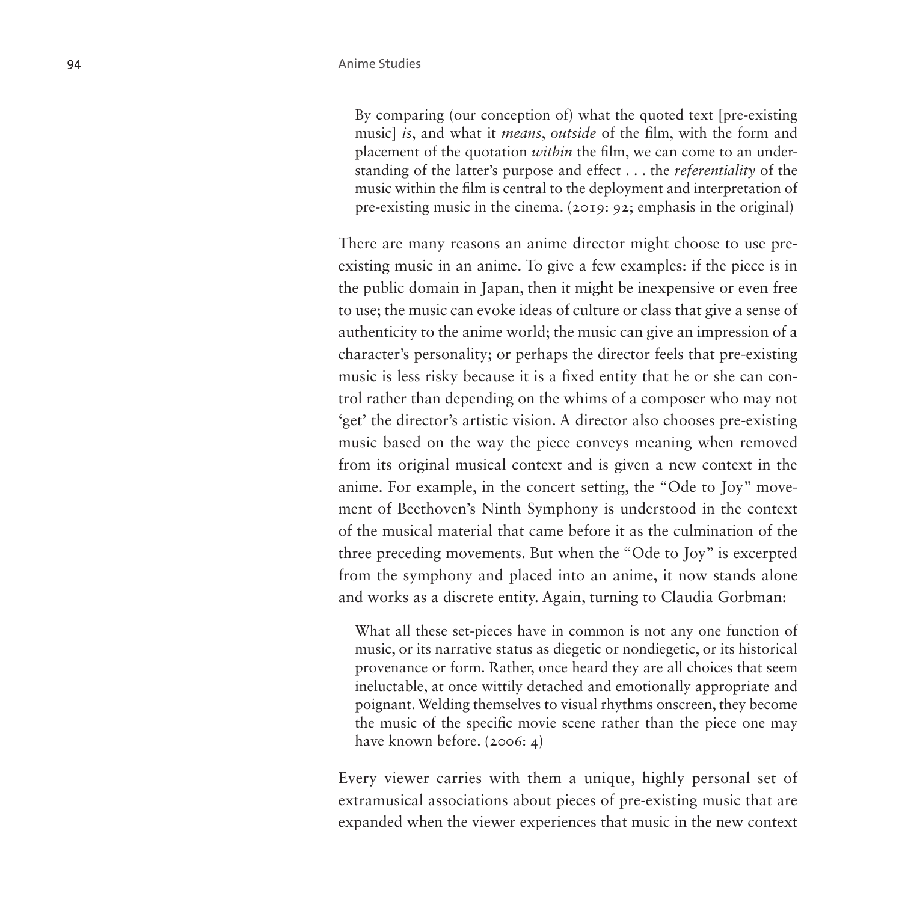> By comparing (our conception of) what the quoted text [pre-existing music] *is*, and what it *means*, *outside* of the film, with the form and placement of the quotation *within* the film, we can come to an understanding of the latter's purpose and effect . . . the *referentiality* of the music within the film is central to the deployment and interpretation of pre-existing music in the cinema. (2019: 92; emphasis in the original)

There are many reasons an anime director might choose to use pre-existing music in an anime. To give a few examples: if the piece is in the public domain in Japan, then it might be inexpensive or even free to use; the music can evoke ideas of culture or class that give a sense of authenticity to the anime world; the music can give an impression of a character's personality; or perhaps the director feels that pre-existing music is less risky because it is a fixed entity that he or she can control rather than depending on the whims of a composer who may not 'get' the director's artistic vision. A director also chooses pre-existing music based on the way the piece conveys meaning when removed from its original musical context and is given a new context in the anime. For example, in the concert setting, the "Ode to Joy" movement of Beethoven's Ninth Symphony is understood in the context of the musical material that came before it as the culmination of the three preceding movements. But when the "Ode to Joy" is excerpted from the symphony and placed into an anime, it now stands alone and works as a discrete entity. Again, turning to Claudia Gorbman:

> What all these set-pieces have in common is not any one function of music, or its narrative status as diegetic or nondiegetic, or its historical provenance or form. Rather, once heard they are all choices that seem ineluctable, at once wittily detached and emotionally appropriate and poignant. Welding themselves to visual rhythms onscreen, they become the music of the specific movie scene rather than the piece one may have known before. (2006: 4)

Every viewer carries with them a unique, highly personal set of extramusical associations about pieces of pre-existing music that are expanded when the viewer experiences that music in the new context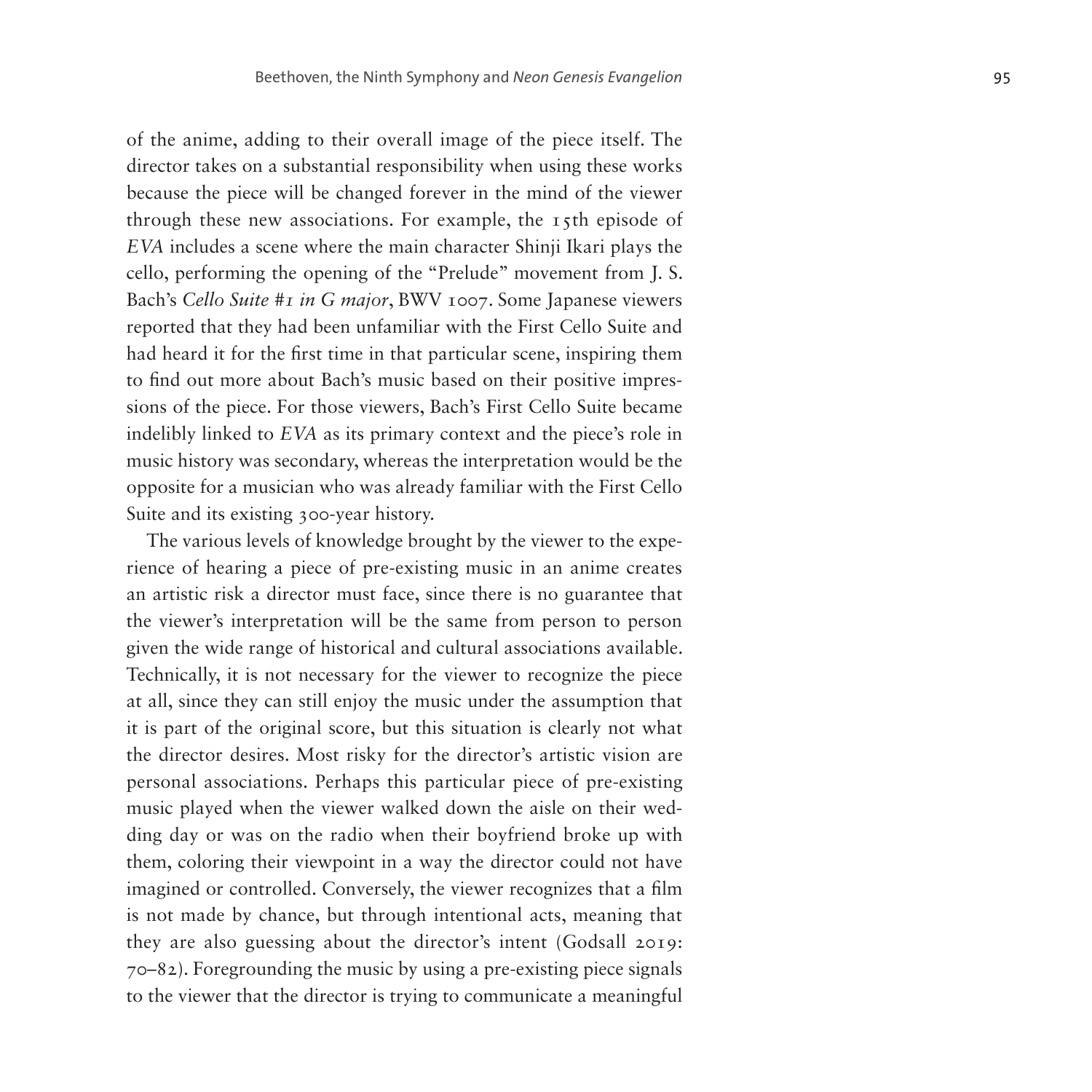of the anime, adding to their overall image of the piece itself. The director takes on a substantial responsibility when using these works because the piece will be changed forever in the mind of the viewer through these new associations. For example, the 15th episode of *EVA* includes a scene where the main character Shinji Ikari plays the cello, performing the opening of the "Prelude" movement from J. S. Bach's *Cello Suite #1 in G major*, BWV 1007. Some Japanese viewers reported that they had been unfamiliar with the First Cello Suite and had heard it for the first time in that particular scene, inspiring them to find out more about Bach's music based on their positive impressions of the piece. For those viewers, Bach's First Cello Suite became indelibly linked to *EVA* as its primary context and the piece's role in music history was secondary, whereas the interpretation would be the opposite for a musician who was already familiar with the First Cello Suite and its existing 300-year history.

The various levels of knowledge brought by the viewer to the experience of hearing a piece of pre-existing music in an anime creates an artistic risk a director must face, since there is no guarantee that the viewer's interpretation will be the same from person to person given the wide range of historical and cultural associations available. Technically, it is not necessary for the viewer to recognize the piece at all, since they can still enjoy the music under the assumption that it is part of the original score, but this situation is clearly not what the director desires. Most risky for the director's artistic vision are personal associations. Perhaps this particular piece of pre-existing music played when the viewer walked down the aisle on their wedding day or was on the radio when their boyfriend broke up with them, coloring their viewpoint in a way the director could not have imagined or controlled. Conversely, the viewer recognizes that a film is not made by chance, but through intentional acts, meaning that they are also guessing about the director's intent (Godsall 2019: 70–82). Foregrounding the music by using a pre-existing piece signals to the viewer that the director is trying to communicate a meaningful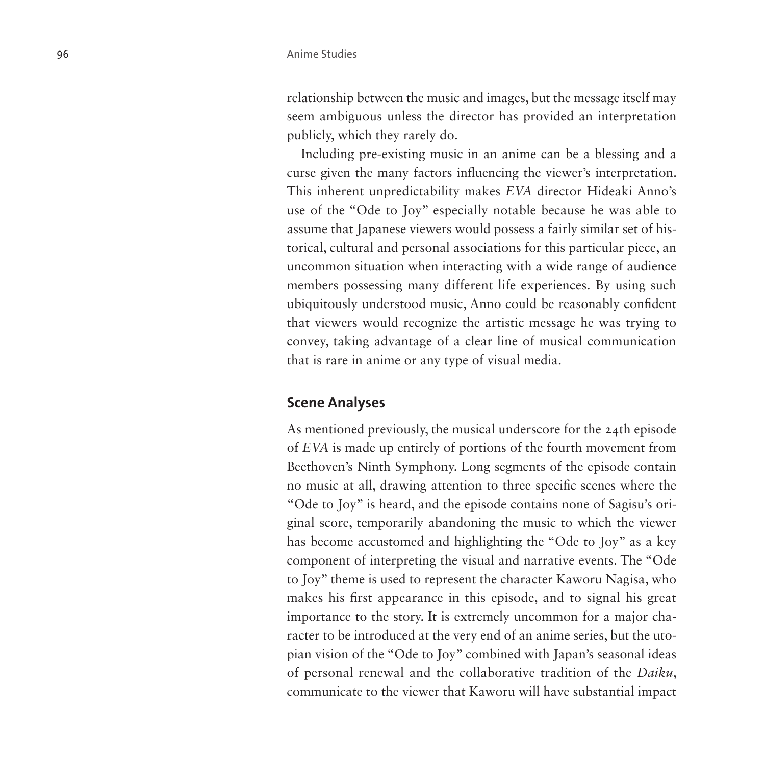relationship between the music and images, but the message itself may seem ambiguous unless the director has provided an interpretation publicly, which they rarely do.

Including pre-existing music in an anime can be a blessing and a curse given the many factors influencing the viewer's interpretation. This inherent unpredictability makes *EVA* director Hideaki Anno's use of the "Ode to Joy" especially notable because he was able to assume that Japanese viewers would possess a fairly similar set of historical, cultural and personal associations for this particular piece, an uncommon situation when interacting with a wide range of audience members possessing many different life experiences. By using such ubiquitously understood music, Anno could be reasonably confident that viewers would recognize the artistic message he was trying to convey, taking advantage of a clear line of musical communication that is rare in anime or any type of visual media.

## Scene Analyses

As mentioned previously, the musical underscore for the 24th episode of *EVA* is made up entirely of portions of the fourth movement from Beethoven's Ninth Symphony. Long segments of the episode contain no music at all, drawing attention to three specific scenes where the "Ode to Joy" is heard, and the episode contains none of Sagisu's original score, temporarily abandoning the music to which the viewer has become accustomed and highlighting the "Ode to Joy" as a key component of interpreting the visual and narrative events. The "Ode to Joy" theme is used to represent the character Kaworu Nagisa, who makes his first appearance in this episode, and to signal his great importance to the story. It is extremely uncommon for a major character to be introduced at the very end of an anime series, but the utopian vision of the "Ode to Joy" combined with Japan's seasonal ideas of personal renewal and the collaborative tradition of the *Daiku*, communicate to the viewer that Kaworu will have substantial impact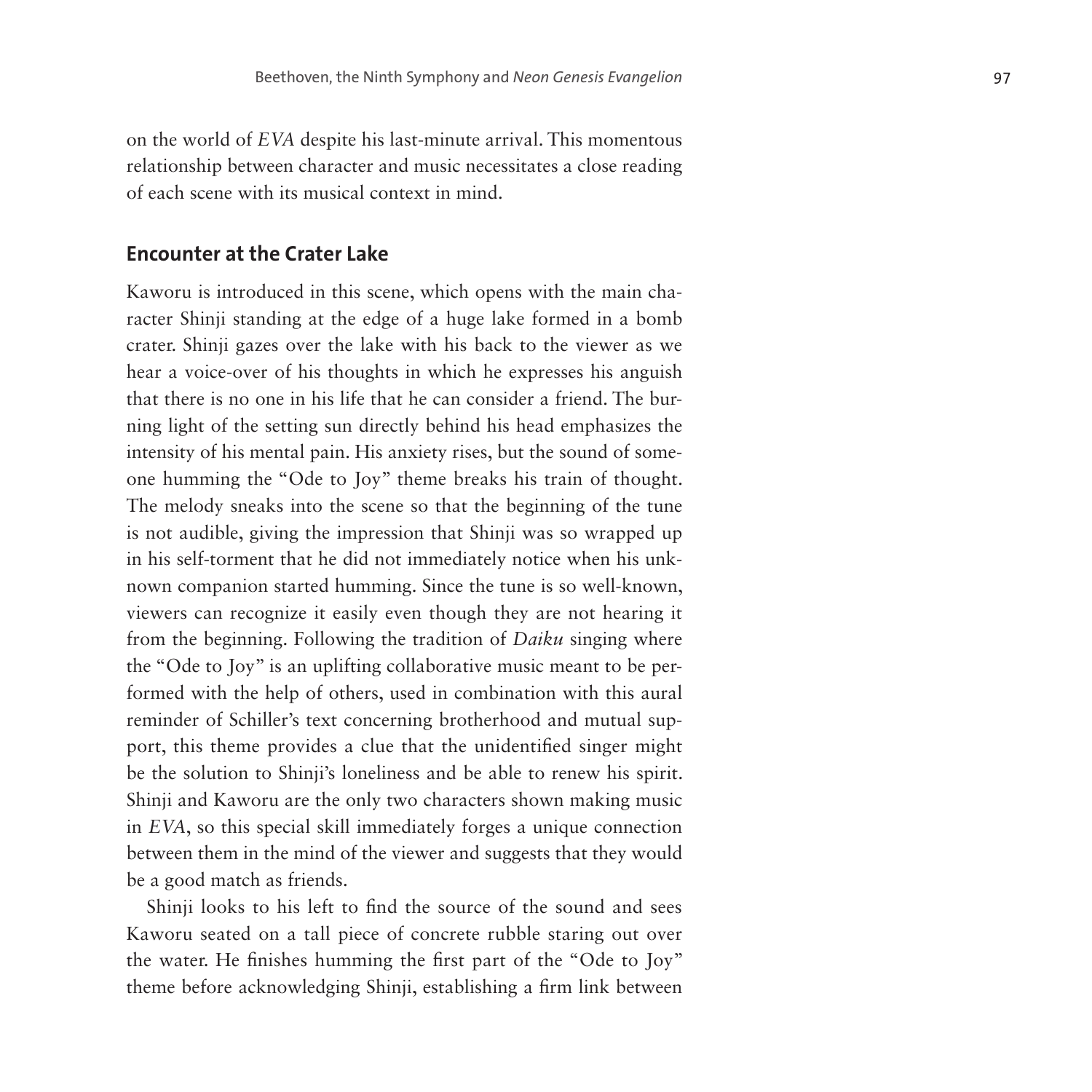on the world of *EVA* despite his last-minute arrival. This momentous relationship between character and music necessitates a close reading of each scene with its musical context in mind.

## Encounter at the Crater Lake

Kaworu is introduced in this scene, which opens with the main character Shinji standing at the edge of a huge lake formed in a bomb crater. Shinji gazes over the lake with his back to the viewer as we hear a voice-over of his thoughts in which he expresses his anguish that there is no one in his life that he can consider a friend. The burning light of the setting sun directly behind his head emphasizes the intensity of his mental pain. His anxiety rises, but the sound of someone humming the "Ode to Joy" theme breaks his train of thought. The melody sneaks into the scene so that the beginning of the tune is not audible, giving the impression that Shinji was so wrapped up in his self-torment that he did not immediately notice when his unknown companion started humming. Since the tune is so well-known, viewers can recognize it easily even though they are not hearing it from the beginning. Following the tradition of *Daiku* singing where the "Ode to Joy" is an uplifting collaborative music meant to be performed with the help of others, used in combination with this aural reminder of Schiller's text concerning brotherhood and mutual support, this theme provides a clue that the unidentified singer might be the solution to Shinji's loneliness and be able to renew his spirit. Shinji and Kaworu are the only two characters shown making music in *EVA*, so this special skill immediately forges a unique connection between them in the mind of the viewer and suggests that they would be a good match as friends.

Shinji looks to his left to find the source of the sound and sees Kaworu seated on a tall piece of concrete rubble staring out over the water. He finishes humming the first part of the "Ode to Joy" theme before acknowledging Shinji, establishing a firm link between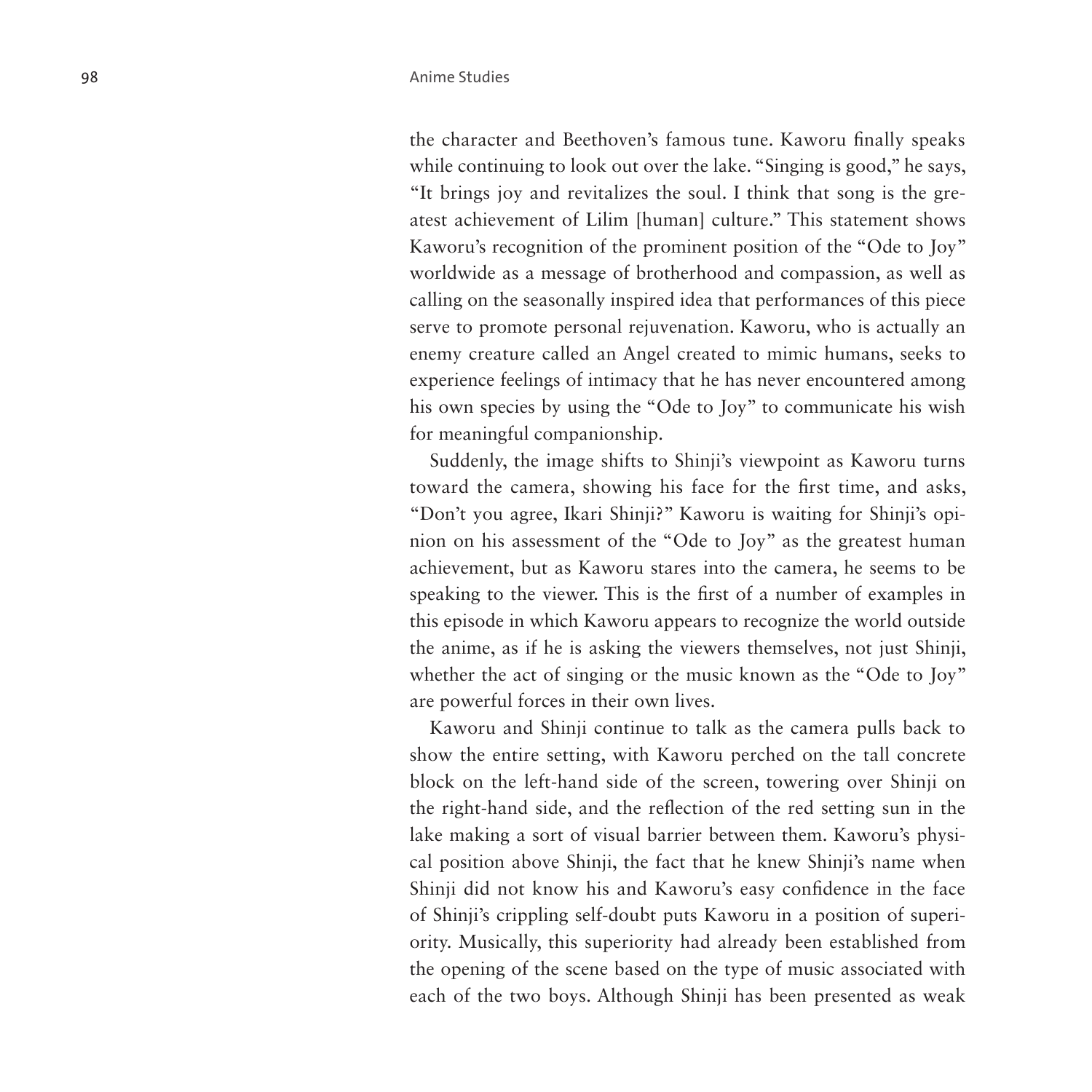the character and Beethoven's famous tune. Kaworu finally speaks while continuing to look out over the lake. "Singing is good," he says, "It brings joy and revitalizes the soul. I think that song is the greatest achievement of Lilim [human] culture." This statement shows Kaworu's recognition of the prominent position of the "Ode to Joy" worldwide as a message of brotherhood and compassion, as well as calling on the seasonally inspired idea that performances of this piece serve to promote personal rejuvenation. Kaworu, who is actually an enemy creature called an Angel created to mimic humans, seeks to experience feelings of intimacy that he has never encountered among his own species by using the "Ode to Joy" to communicate his wish for meaningful companionship.

Suddenly, the image shifts to Shinji's viewpoint as Kaworu turns toward the camera, showing his face for the first time, and asks, "Don't you agree, Ikari Shinji?" Kaworu is waiting for Shinji's opinion on his assessment of the "Ode to Joy" as the greatest human achievement, but as Kaworu stares into the camera, he seems to be speaking to the viewer. This is the first of a number of examples in this episode in which Kaworu appears to recognize the world outside the anime, as if he is asking the viewers themselves, not just Shinji, whether the act of singing or the music known as the "Ode to Joy" are powerful forces in their own lives.

Kaworu and Shinji continue to talk as the camera pulls back to show the entire setting, with Kaworu perched on the tall concrete block on the left-hand side of the screen, towering over Shinji on the right-hand side, and the reflection of the red setting sun in the lake making a sort of visual barrier between them. Kaworu's physical position above Shinji, the fact that he knew Shinji's name when Shinji did not know his and Kaworu's easy confidence in the face of Shinji's crippling self-doubt puts Kaworu in a position of superiority. Musically, this superiority had already been established from the opening of the scene based on the type of music associated with each of the two boys. Although Shinji has been presented as weak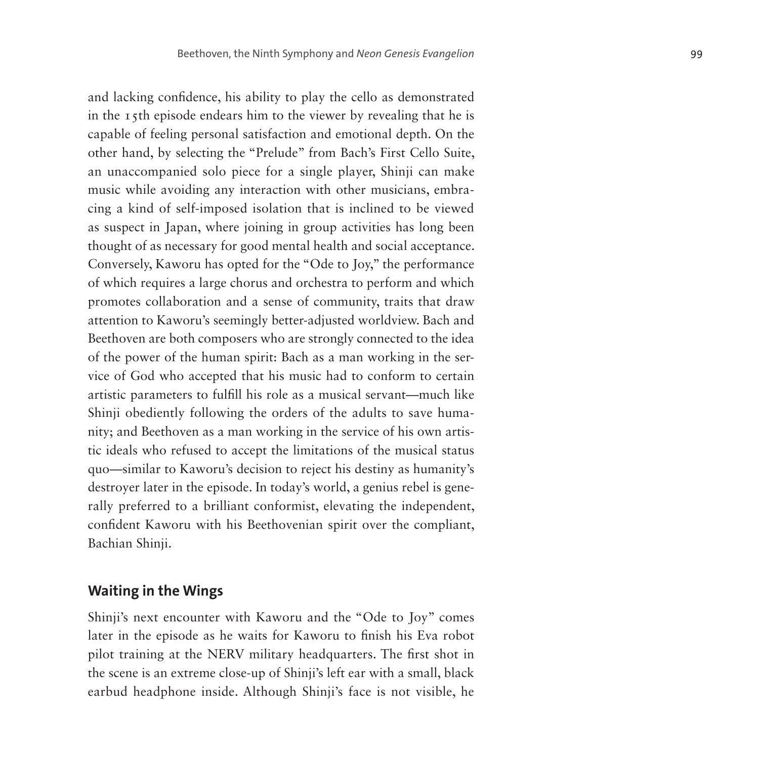and lacking confidence, his ability to play the cello as demonstrated in the 15th episode endears him to the viewer by revealing that he is capable of feeling personal satisfaction and emotional depth. On the other hand, by selecting the "Prelude" from Bach's First Cello Suite, an unaccompanied solo piece for a single player, Shinji can make music while avoiding any interaction with other musicians, embracing a kind of self-imposed isolation that is inclined to be viewed as suspect in Japan, where joining in group activities has long been thought of as necessary for good mental health and social acceptance. Conversely, Kaworu has opted for the "Ode to Joy," the performance of which requires a large chorus and orchestra to perform and which promotes collaboration and a sense of community, traits that draw attention to Kaworu's seemingly better-adjusted worldview. Bach and Beethoven are both composers who are strongly connected to the idea of the power of the human spirit: Bach as a man working in the service of God who accepted that his music had to conform to certain artistic parameters to fulfill his role as a musical servant—much like Shinji obediently following the orders of the adults to save humanity; and Beethoven as a man working in the service of his own artistic ideals who refused to accept the limitations of the musical status quo—similar to Kaworu's decision to reject his destiny as humanity's destroyer later in the episode. In today's world, a genius rebel is generally preferred to a brilliant conformist, elevating the independent, confident Kaworu with his Beethovenian spirit over the compliant, Bachian Shinji.

## Waiting in the Wings

Shinji's next encounter with Kaworu and the "Ode to Joy" comes later in the episode as he waits for Kaworu to finish his Eva robot pilot training at the NERV military headquarters. The first shot in the scene is an extreme close-up of Shinji's left ear with a small, black earbud headphone inside. Although Shinji's face is not visible, he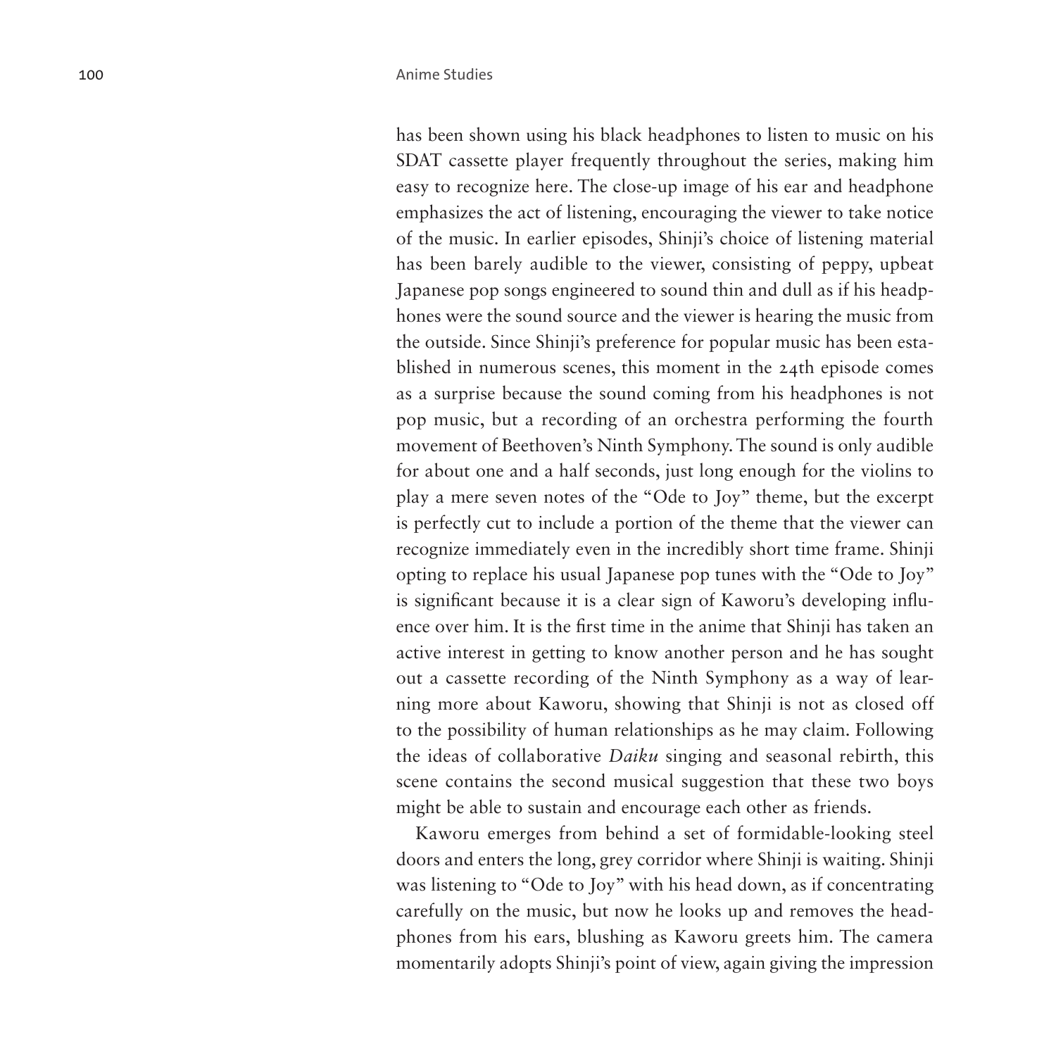has been shown using his black headphones to listen to music on his SDAT cassette player frequently throughout the series, making him easy to recognize here. The close-up image of his ear and headphone emphasizes the act of listening, encouraging the viewer to take notice of the music. In earlier episodes, Shinji's choice of listening material has been barely audible to the viewer, consisting of peppy, upbeat Japanese pop songs engineered to sound thin and dull as if his headphones were the sound source and the viewer is hearing the music from the outside. Since Shinji's preference for popular music has been established in numerous scenes, this moment in the 24th episode comes as a surprise because the sound coming from his headphones is not pop music, but a recording of an orchestra performing the fourth movement of Beethoven's Ninth Symphony. The sound is only audible for about one and a half seconds, just long enough for the violins to play a mere seven notes of the "Ode to Joy" theme, but the excerpt is perfectly cut to include a portion of the theme that the viewer can recognize immediately even in the incredibly short time frame. Shinji opting to replace his usual Japanese pop tunes with the "Ode to Joy" is significant because it is a clear sign of Kaworu's developing influence over him. It is the first time in the anime that Shinji has taken an active interest in getting to know another person and he has sought out a cassette recording of the Ninth Symphony as a way of learning more about Kaworu, showing that Shinji is not as closed off to the possibility of human relationships as he may claim. Following the ideas of collaborative *Daiku* singing and seasonal rebirth, this scene contains the second musical suggestion that these two boys might be able to sustain and encourage each other as friends.

Kaworu emerges from behind a set of formidable-looking steel doors and enters the long, grey corridor where Shinji is waiting. Shinji was listening to "Ode to Joy" with his head down, as if concentrating carefully on the music, but now he looks up and removes the headphones from his ears, blushing as Kaworu greets him. The camera momentarily adopts Shinji's point of view, again giving the impression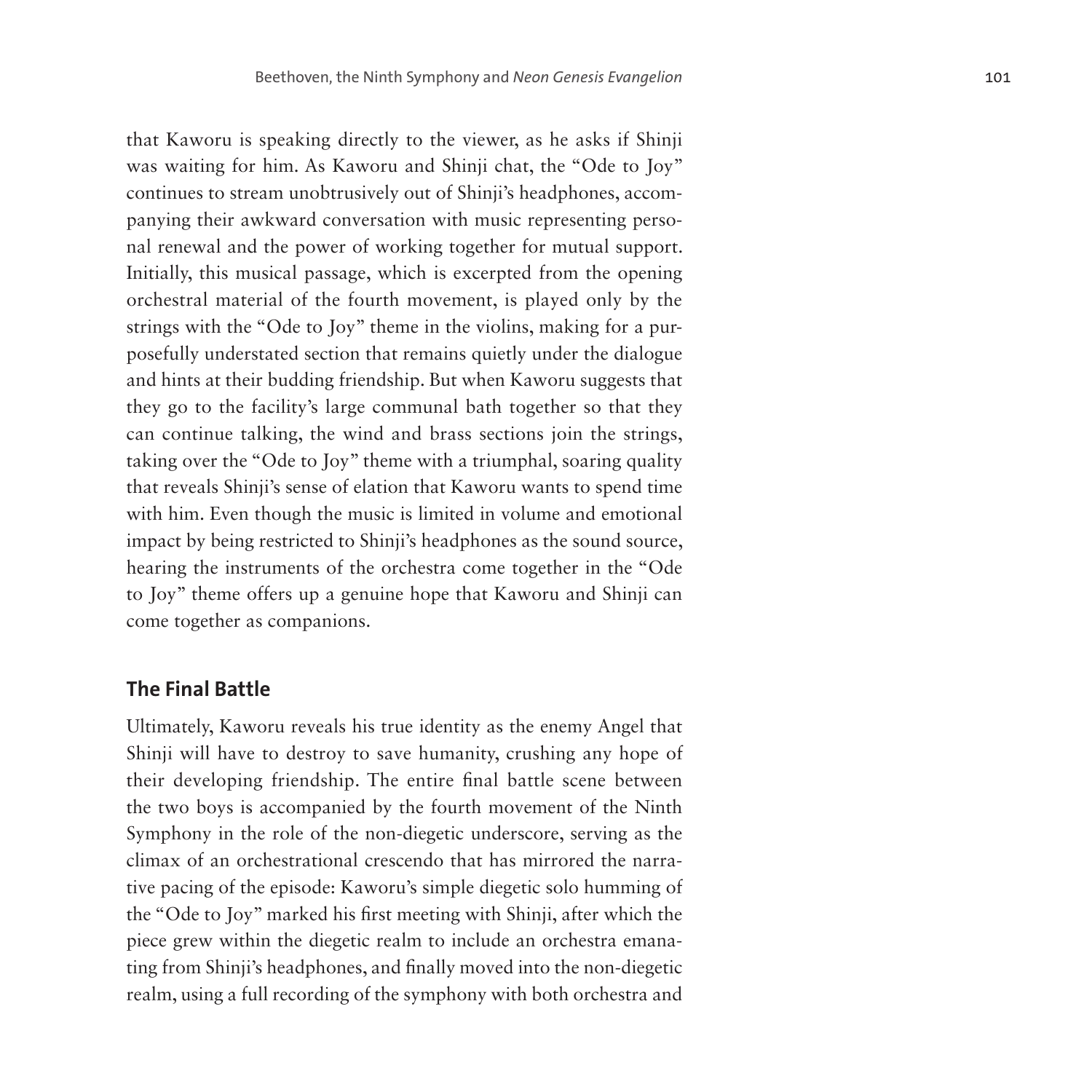that Kaworu is speaking directly to the viewer, as he asks if Shinji was waiting for him. As Kaworu and Shinji chat, the "Ode to Joy" continues to stream unobtrusively out of Shinji's headphones, accompanying their awkward conversation with music representing personal renewal and the power of working together for mutual support. Initially, this musical passage, which is excerpted from the opening orchestral material of the fourth movement, is played only by the strings with the "Ode to Joy" theme in the violins, making for a purposefully understated section that remains quietly under the dialogue and hints at their budding friendship. But when Kaworu suggests that they go to the facility's large communal bath together so that they can continue talking, the wind and brass sections join the strings, taking over the "Ode to Joy" theme with a triumphal, soaring quality that reveals Shinji's sense of elation that Kaworu wants to spend time with him. Even though the music is limited in volume and emotional impact by being restricted to Shinji's headphones as the sound source, hearing the instruments of the orchestra come together in the "Ode to Joy" theme offers up a genuine hope that Kaworu and Shinji can come together as companions.

## The Final Battle

Ultimately, Kaworu reveals his true identity as the enemy Angel that Shinji will have to destroy to save humanity, crushing any hope of their developing friendship. The entire final battle scene between the two boys is accompanied by the fourth movement of the Ninth Symphony in the role of the non-diegetic underscore, serving as the climax of an orchestrational crescendo that has mirrored the narrative pacing of the episode: Kaworu's simple diegetic solo humming of the "Ode to Joy" marked his first meeting with Shinji, after which the piece grew within the diegetic realm to include an orchestra emanating from Shinji's headphones, and finally moved into the non-diegetic realm, using a full recording of the symphony with both orchestra and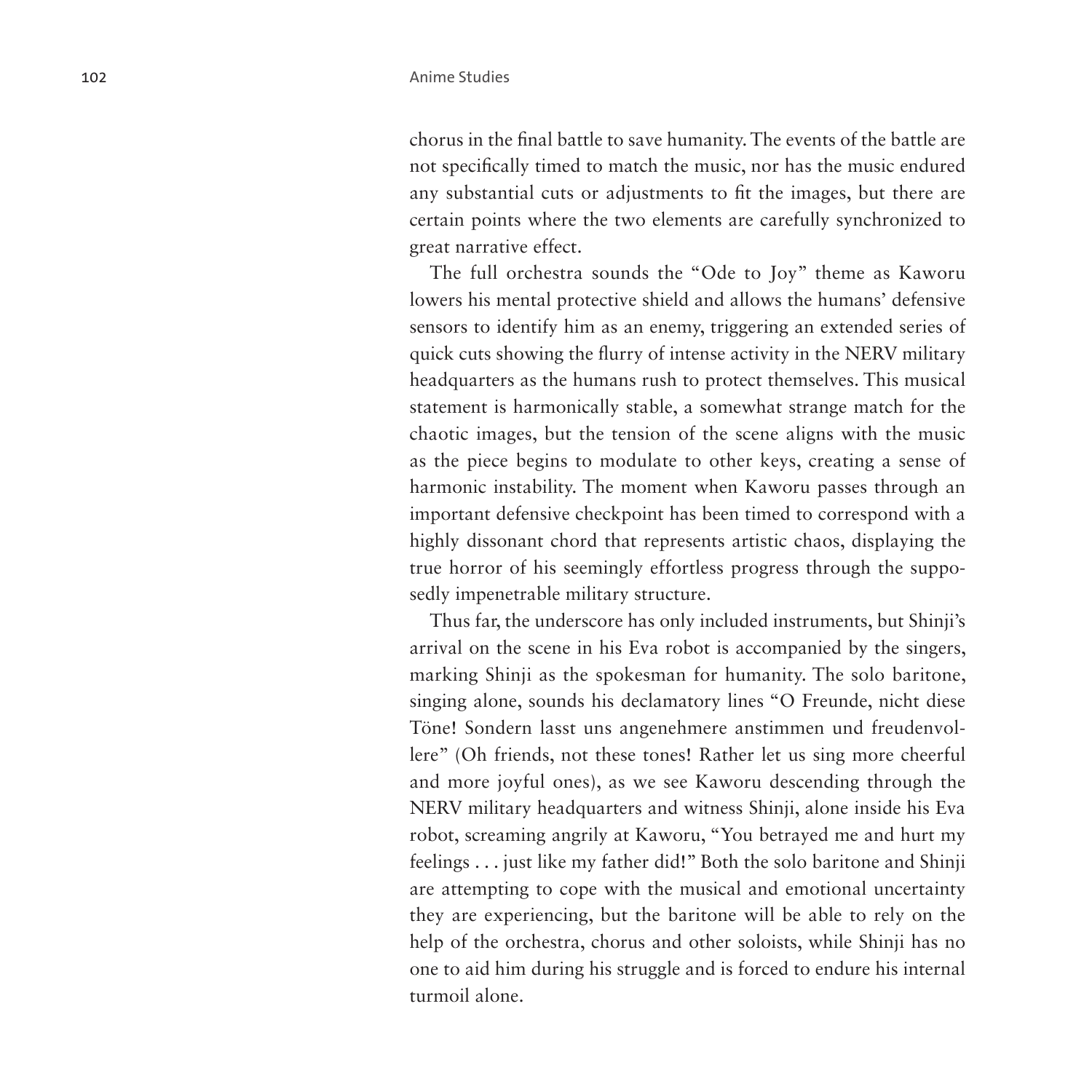chorus in the final battle to save humanity. The events of the battle are not specifically timed to match the music, nor has the music endured any substantial cuts or adjustments to fit the images, but there are certain points where the two elements are carefully synchronized to great narrative effect.

The full orchestra sounds the "Ode to Joy" theme as Kaworu lowers his mental protective shield and allows the humans' defensive sensors to identify him as an enemy, triggering an extended series of quick cuts showing the flurry of intense activity in the NERV military headquarters as the humans rush to protect themselves. This musical statement is harmonically stable, a somewhat strange match for the chaotic images, but the tension of the scene aligns with the music as the piece begins to modulate to other keys, creating a sense of harmonic instability. The moment when Kaworu passes through an important defensive checkpoint has been timed to correspond with a highly dissonant chord that represents artistic chaos, displaying the true horror of his seemingly effortless progress through the supposedly impenetrable military structure.

Thus far, the underscore has only included instruments, but Shinji's arrival on the scene in his Eva robot is accompanied by the singers, marking Shinji as the spokesman for humanity. The solo baritone, singing alone, sounds his declamatory lines "O Freunde, nicht diese Töne! Sondern lasst uns angenehmere anstimmen und freudenvollere" (Oh friends, not these tones! Rather let us sing more cheerful and more joyful ones), as we see Kaworu descending through the NERV military headquarters and witness Shinji, alone inside his Eva robot, screaming angrily at Kaworu, "You betrayed me and hurt my feelings . . . just like my father did!" Both the solo baritone and Shinji are attempting to cope with the musical and emotional uncertainty they are experiencing, but the baritone will be able to rely on the help of the orchestra, chorus and other soloists, while Shinji has no one to aid him during his struggle and is forced to endure his internal turmoil alone.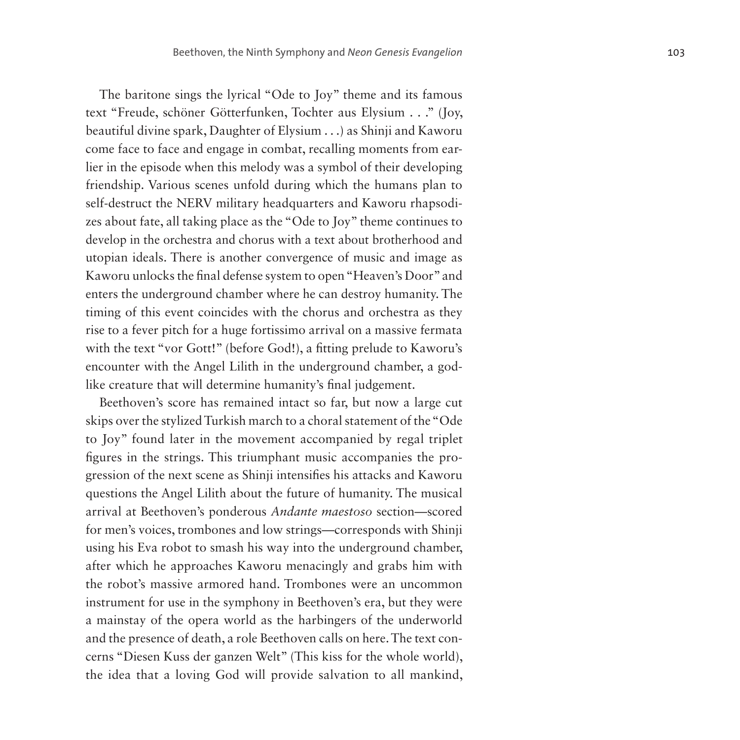The baritone sings the lyrical "Ode to Joy" theme and its famous text "Freude, schöner Götterfunken, Tochter aus Elysium . . ." (Joy, beautiful divine spark, Daughter of Elysium . . .) as Shinji and Kaworu come face to face and engage in combat, recalling moments from earlier in the episode when this melody was a symbol of their developing friendship. Various scenes unfold during which the humans plan to self-destruct the NERV military headquarters and Kaworu rhapsodizes about fate, all taking place as the "Ode to Joy" theme continues to develop in the orchestra and chorus with a text about brotherhood and utopian ideals. There is another convergence of music and image as Kaworu unlocks the final defense system to open "Heaven's Door" and enters the underground chamber where he can destroy humanity. The timing of this event coincides with the chorus and orchestra as they rise to a fever pitch for a huge fortissimo arrival on a massive fermata with the text "vor Gott!" (before God!), a fitting prelude to Kaworu's encounter with the Angel Lilith in the underground chamber, a god-like creature that will determine humanity's final judgement.

Beethoven's score has remained intact so far, but now a large cut skips over the stylized Turkish march to a choral statement of the "Ode to Joy" found later in the movement accompanied by regal triplet figures in the strings. This triumphant music accompanies the progression of the next scene as Shinji intensifies his attacks and Kaworu questions the Angel Lilith about the future of humanity. The musical arrival at Beethoven's ponderous *Andante maestoso* section—scored for men's voices, trombones and low strings—corresponds with Shinji using his Eva robot to smash his way into the underground chamber, after which he approaches Kaworu menacingly and grabs him with the robot's massive armored hand. Trombones were an uncommon instrument for use in the symphony in Beethoven's era, but they were a mainstay of the opera world as the harbingers of the underworld and the presence of death, a role Beethoven calls on here. The text concerns "Diesen Kuss der ganzen Welt" (This kiss for the whole world), the idea that a loving God will provide salvation to all mankind,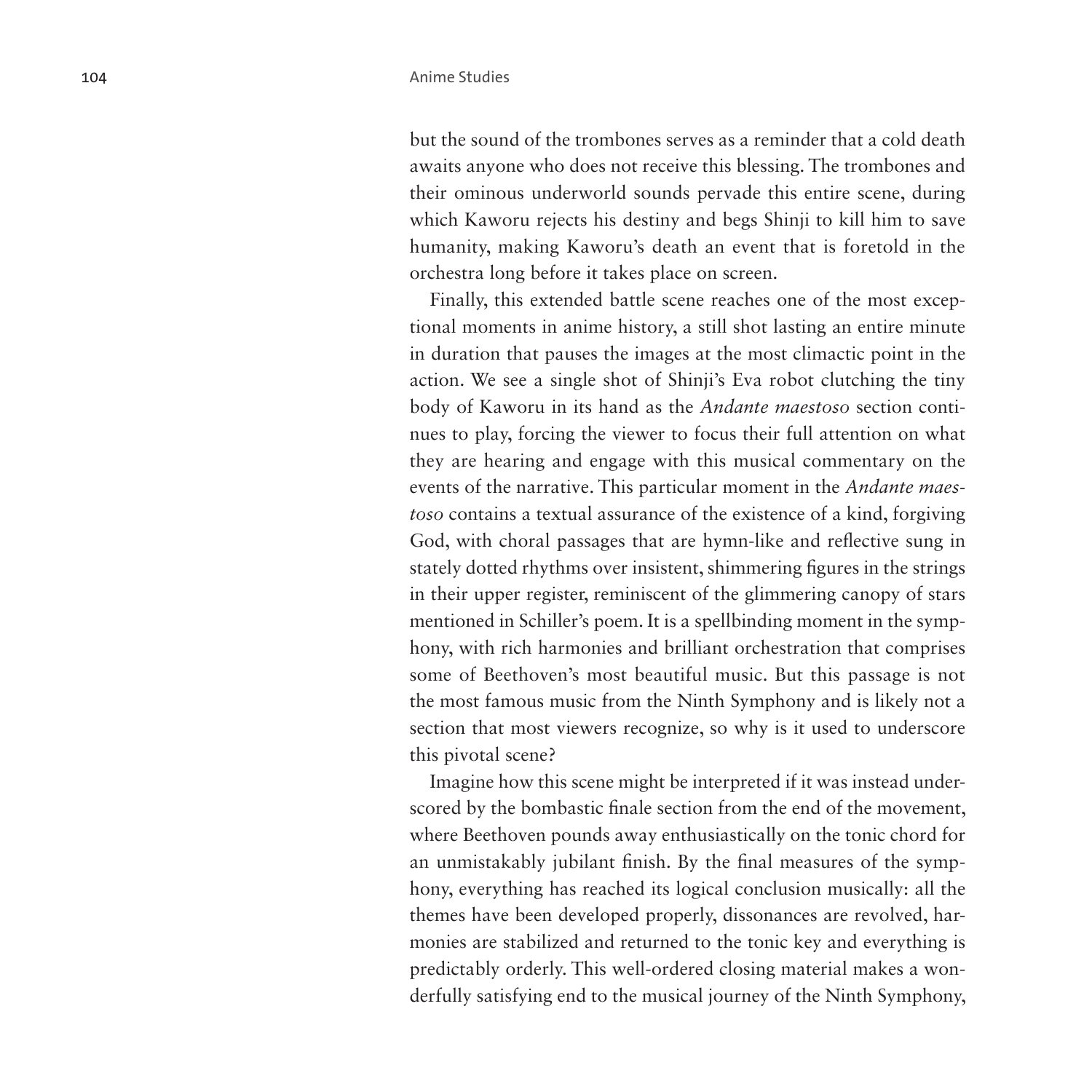but the sound of the trombones serves as a reminder that a cold death awaits anyone who does not receive this blessing. The trombones and their ominous underworld sounds pervade this entire scene, during which Kaworu rejects his destiny and begs Shinji to kill him to save humanity, making Kaworu's death an event that is foretold in the orchestra long before it takes place on screen.

Finally, this extended battle scene reaches one of the most exceptional moments in anime history, a still shot lasting an entire minute in duration that pauses the images at the most climactic point in the action. We see a single shot of Shinji's Eva robot clutching the tiny body of Kaworu in its hand as the *Andante maestoso* section continues to play, forcing the viewer to focus their full attention on what they are hearing and engage with this musical commentary on the events of the narrative. This particular moment in the *Andante maestoso* contains a textual assurance of the existence of a kind, forgiving God, with choral passages that are hymn-like and reflective sung in stately dotted rhythms over insistent, shimmering figures in the strings in their upper register, reminiscent of the glimmering canopy of stars mentioned in Schiller's poem. It is a spellbinding moment in the symphony, with rich harmonies and brilliant orchestration that comprises some of Beethoven's most beautiful music. But this passage is not the most famous music from the Ninth Symphony and is likely not a section that most viewers recognize, so why is it used to underscore this pivotal scene?

Imagine how this scene might be interpreted if it was instead underscored by the bombastic finale section from the end of the movement, where Beethoven pounds away enthusiastically on the tonic chord for an unmistakably jubilant finish. By the final measures of the symphony, everything has reached its logical conclusion musically: all the themes have been developed properly, dissonances are revolved, harmonies are stabilized and returned to the tonic key and everything is predictably orderly. This well-ordered closing material makes a wonderfully satisfying end to the musical journey of the Ninth Symphony,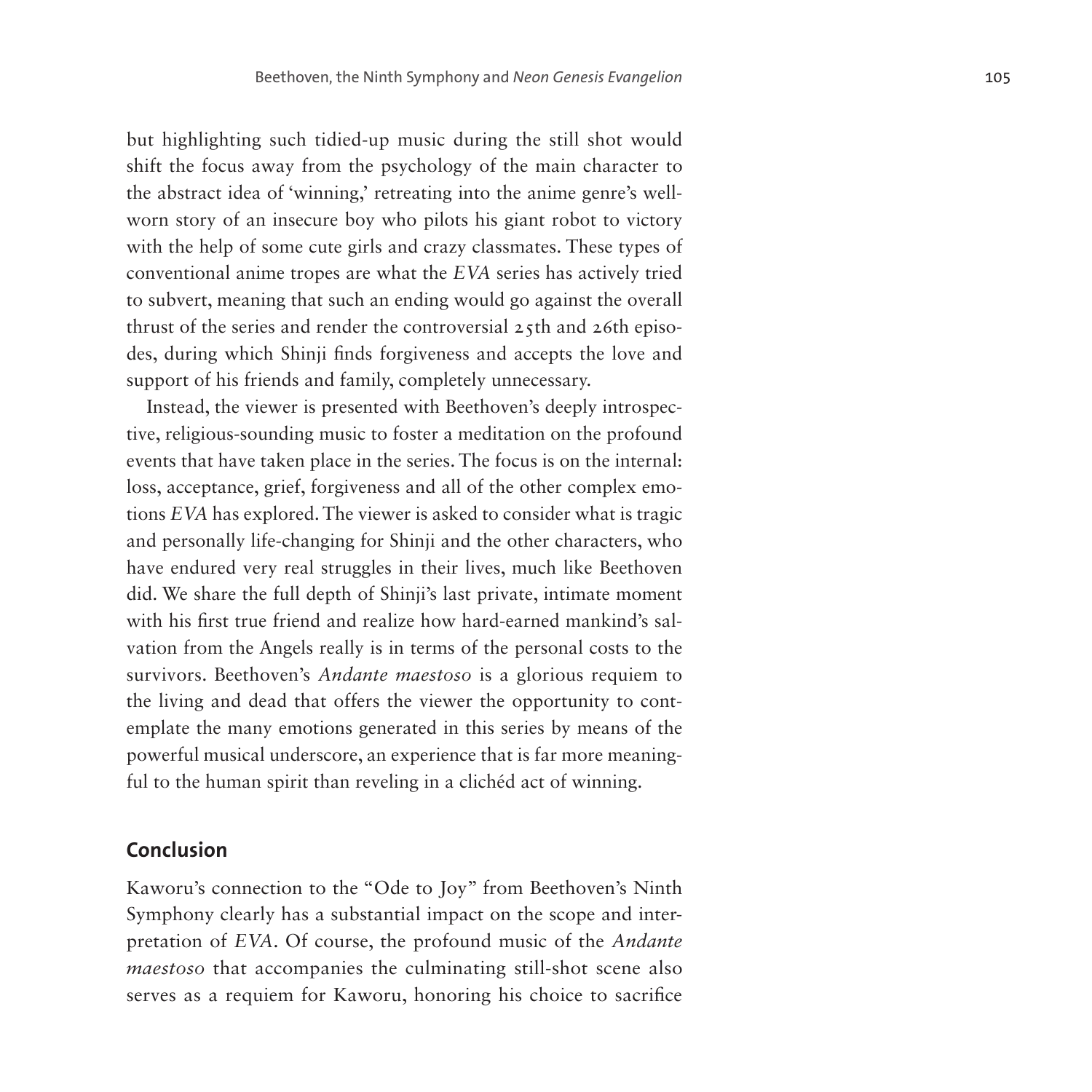but highlighting such tidied-up music during the still shot would shift the focus away from the psychology of the main character to the abstract idea of 'winning,' retreating into the anime genre's well-worn story of an insecure boy who pilots his giant robot to victory with the help of some cute girls and crazy classmates. These types of conventional anime tropes are what the *EVA* series has actively tried to subvert, meaning that such an ending would go against the overall thrust of the series and render the controversial 25th and 26th episodes, during which Shinji finds forgiveness and accepts the love and support of his friends and family, completely unnecessary.

Instead, the viewer is presented with Beethoven's deeply introspective, religious-sounding music to foster a meditation on the profound events that have taken place in the series. The focus is on the internal: loss, acceptance, grief, forgiveness and all of the other complex emotions *EVA* has explored. The viewer is asked to consider what is tragic and personally life-changing for Shinji and the other characters, who have endured very real struggles in their lives, much like Beethoven did. We share the full depth of Shinji's last private, intimate moment with his first true friend and realize how hard-earned mankind's salvation from the Angels really is in terms of the personal costs to the survivors. Beethoven's *Andante maestoso* is a glorious requiem to the living and dead that offers the viewer the opportunity to contemplate the many emotions generated in this series by means of the powerful musical underscore, an experience that is far more meaningful to the human spirit than reveling in a clichéd act of winning.

## Conclusion

Kaworu's connection to the "Ode to Joy" from Beethoven's Ninth Symphony clearly has a substantial impact on the scope and interpretation of *EVA*. Of course, the profound music of the *Andante maestoso* that accompanies the culminating still-shot scene also serves as a requiem for Kaworu, honoring his choice to sacrifice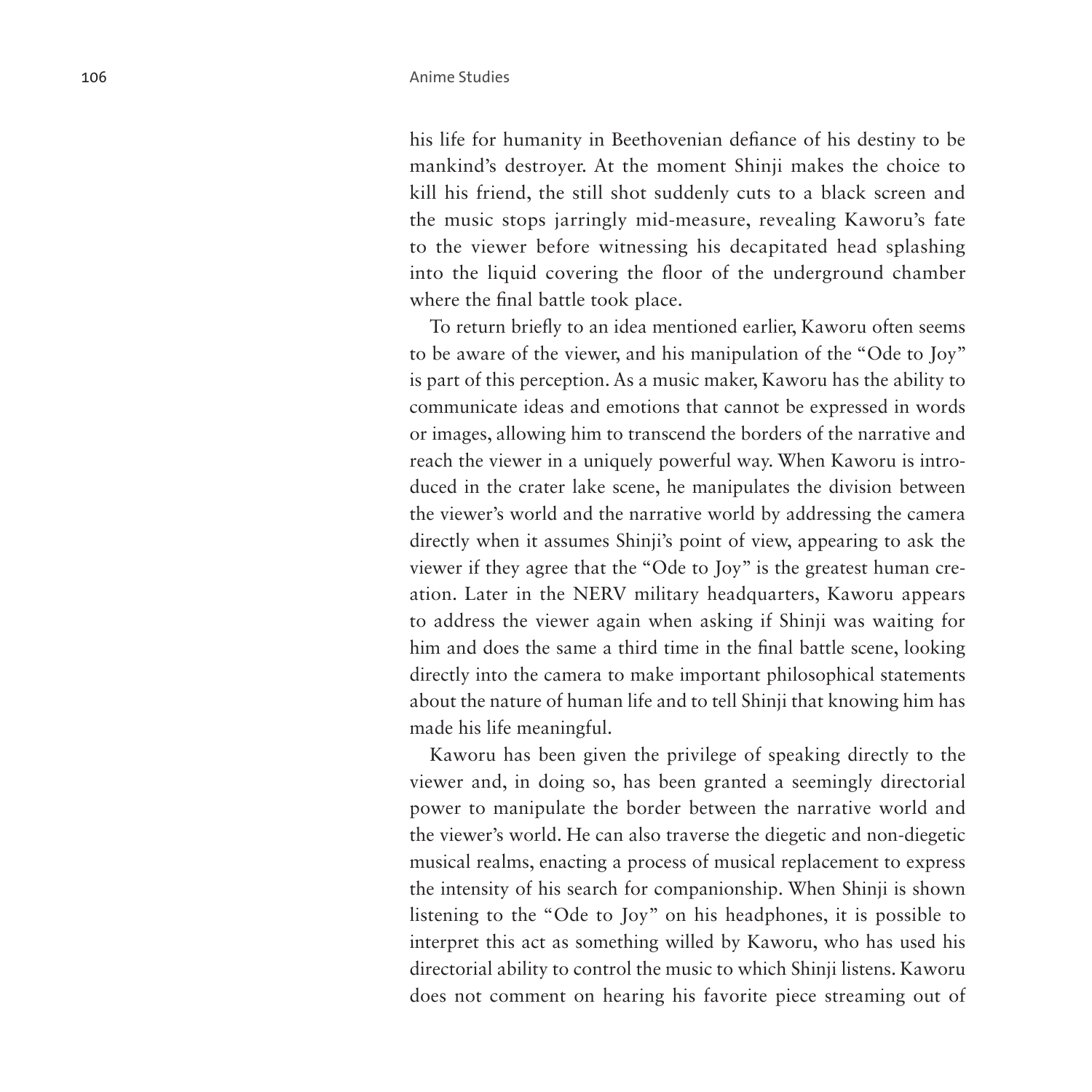his life for humanity in Beethovenian defiance of his destiny to be mankind's destroyer. At the moment Shinji makes the choice to kill his friend, the still shot suddenly cuts to a black screen and the music stops jarringly mid-measure, revealing Kaworu's fate to the viewer before witnessing his decapitated head splashing into the liquid covering the floor of the underground chamber where the final battle took place.

To return briefly to an idea mentioned earlier, Kaworu often seems to be aware of the viewer, and his manipulation of the "Ode to Joy" is part of this perception. As a music maker, Kaworu has the ability to communicate ideas and emotions that cannot be expressed in words or images, allowing him to transcend the borders of the narrative and reach the viewer in a uniquely powerful way. When Kaworu is introduced in the crater lake scene, he manipulates the division between the viewer's world and the narrative world by addressing the camera directly when it assumes Shinji's point of view, appearing to ask the viewer if they agree that the "Ode to Joy" is the greatest human creation. Later in the NERV military headquarters, Kaworu appears to address the viewer again when asking if Shinji was waiting for him and does the same a third time in the final battle scene, looking directly into the camera to make important philosophical statements about the nature of human life and to tell Shinji that knowing him has made his life meaningful.

Kaworu has been given the privilege of speaking directly to the viewer and, in doing so, has been granted a seemingly directorial power to manipulate the border between the narrative world and the viewer's world. He can also traverse the diegetic and non-diegetic musical realms, enacting a process of musical replacement to express the intensity of his search for companionship. When Shinji is shown listening to the "Ode to Joy" on his headphones, it is possible to interpret this act as something willed by Kaworu, who has used his directorial ability to control the music to which Shinji listens. Kaworu does not comment on hearing his favorite piece streaming out of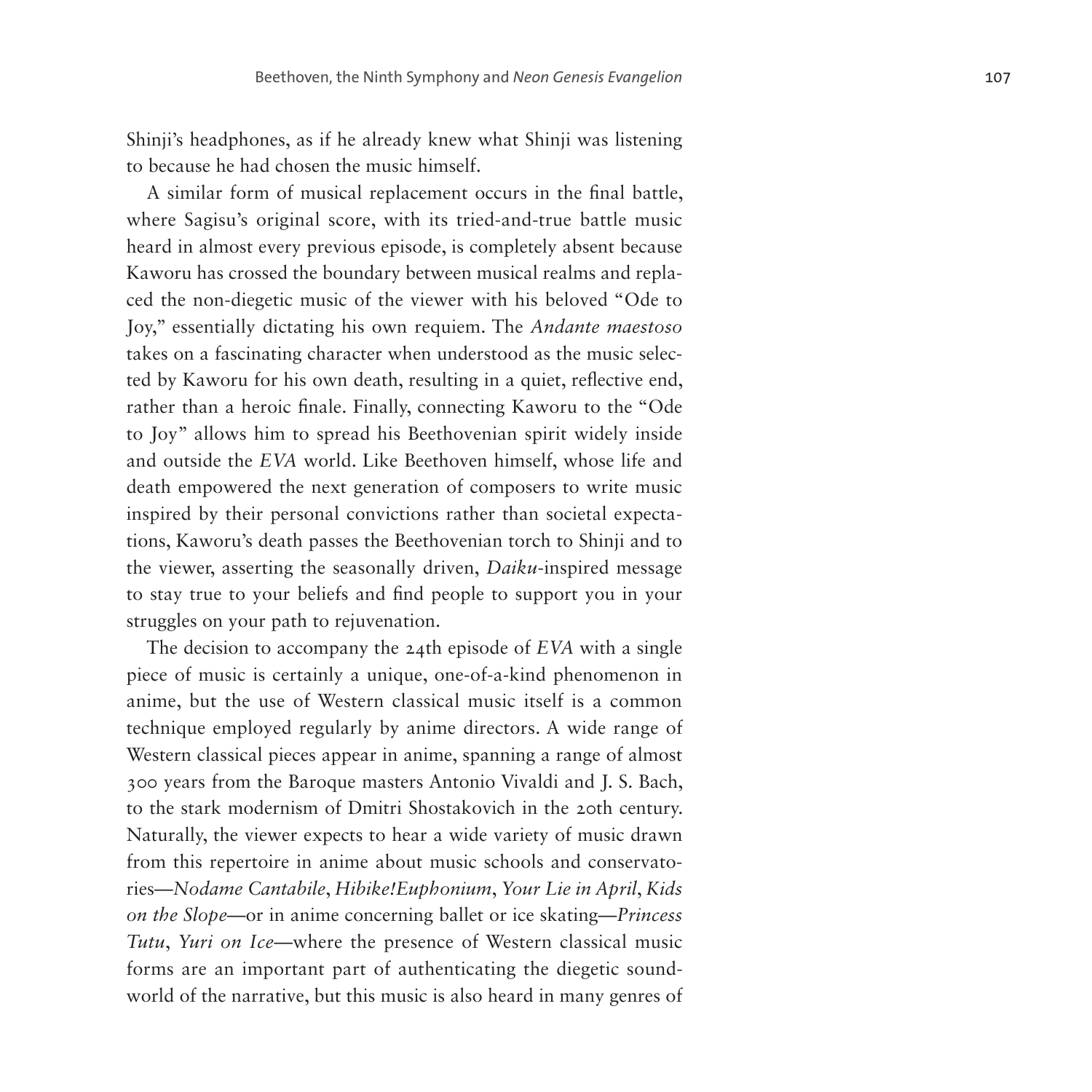Shinji's headphones, as if he already knew what Shinji was listening to because he had chosen the music himself.

A similar form of musical replacement occurs in the final battle, where Sagisu's original score, with its tried-and-true battle music heard in almost every previous episode, is completely absent because Kaworu has crossed the boundary between musical realms and replaced the non-diegetic music of the viewer with his beloved "Ode to Joy," essentially dictating his own requiem. The *Andante maestoso* takes on a fascinating character when understood as the music selected by Kaworu for his own death, resulting in a quiet, reflective end, rather than a heroic finale. Finally, connecting Kaworu to the "Ode to Joy" allows him to spread his Beethovenian spirit widely inside and outside the *EVA* world. Like Beethoven himself, whose life and death empowered the next generation of composers to write music inspired by their personal convictions rather than societal expectations, Kaworu's death passes the Beethovenian torch to Shinji and to the viewer, asserting the seasonally driven, *Daiku*-inspired message to stay true to your beliefs and find people to support you in your struggles on your path to rejuvenation.

The decision to accompany the 24th episode of *EVA* with a single piece of music is certainly a unique, one-of-a-kind phenomenon in anime, but the use of Western classical music itself is a common technique employed regularly by anime directors. A wide range of Western classical pieces appear in anime, spanning a range of almost 300 years from the Baroque masters Antonio Vivaldi and J. S. Bach, to the stark modernism of Dmitri Shostakovich in the 20th century. Naturally, the viewer expects to hear a wide variety of music drawn from this repertoire in anime about music schools and conservatories—*Nodame Cantabile*, *Hibike!Euphonium*, *Your Lie in April*, *Kids on the Slope*—or in anime concerning ballet or ice skating—*Princess Tutu*, *Yuri on Ice*—where the presence of Western classical music forms are an important part of authenticating the diegetic soundworld of the narrative, but this music is also heard in many genres of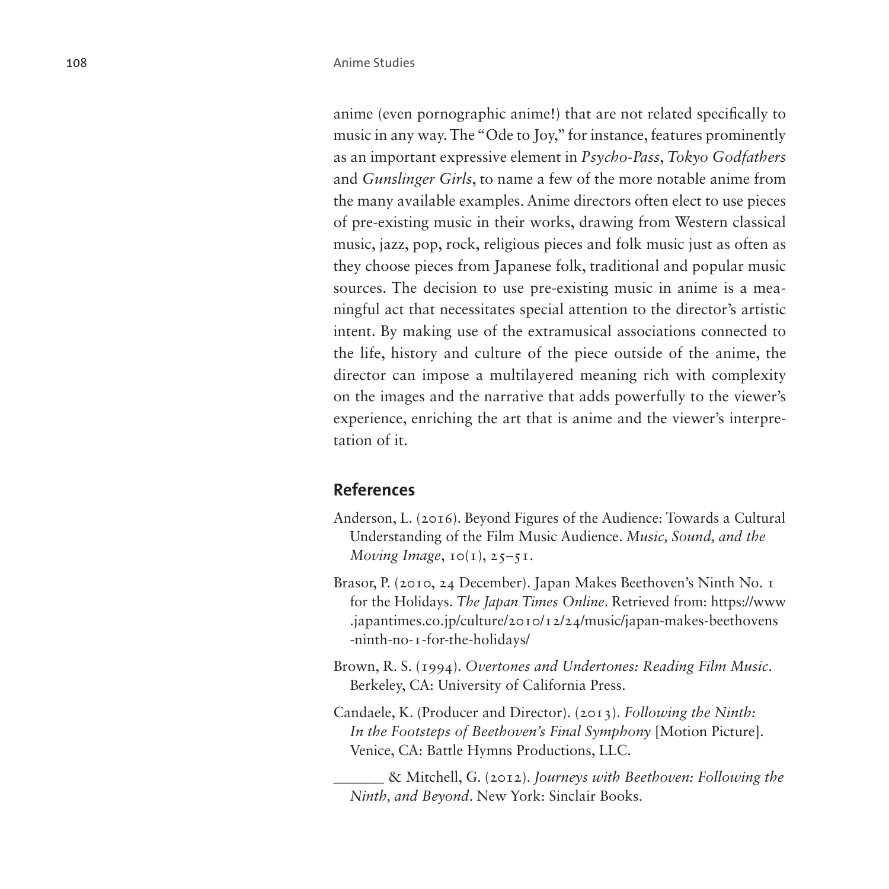anime (even pornographic anime!) that are not related specifically to music in any way. The "Ode to Joy," for instance, features prominently as an important expressive element in *Psycho-Pass*, *Tokyo Godfathers* and *Gunslinger Girls*, to name a few of the more notable anime from the many available examples. Anime directors often elect to use pieces of pre-existing music in their works, drawing from Western classical music, jazz, pop, rock, religious pieces and folk music just as often as they choose pieces from Japanese folk, traditional and popular music sources. The decision to use pre-existing music in anime is a meaningful act that necessitates special attention to the director's artistic intent. By making use of the extramusical associations connected to the life, history and culture of the piece outside of the anime, the director can impose a multilayered meaning rich with complexity on the images and the narrative that adds powerfully to the viewer's experience, enriching the art that is anime and the viewer's interpretation of it.

## References

Anderson, L. (2016). Beyond Figures of the Audience: Towards a Cultural Understanding of the Film Music Audience. *Music, Sound, and the Moving Image*, 10(1), 25–51.

Brasor, P. (2010, 24 December). Japan Makes Beethoven's Ninth No. 1 for the Holidays. *The Japan Times Online*. Retrieved from: https://www.japantimes.co.jp/culture/2010/12/24/music/japan-makes-beethovens-ninth-no-1-for-the-holidays/

Brown, R. S. (1994). *Overtones and Undertones: Reading Film Music*. Berkeley, CA: University of California Press.

Candaele, K. (Producer and Director). (2013). *Following the Ninth: In the Footsteps of Beethoven's Final Symphony* [Motion Picture]. Venice, CA: Battle Hymns Productions, LLC.

______ & Mitchell, G. (2012). *Journeys with Beethoven: Following the Ninth, and Beyond*. New York: Sinclair Books.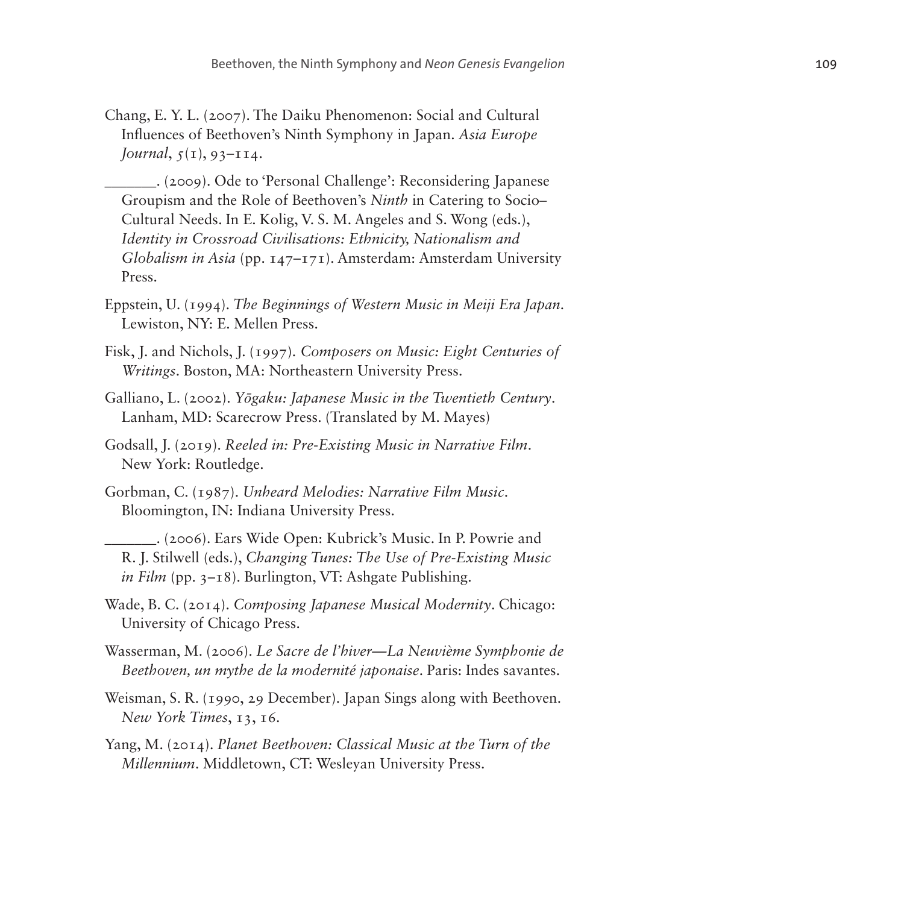Chang, E. Y. L. (2007). The Daiku Phenomenon: Social and Cultural Influences of Beethoven's Ninth Symphony in Japan. *Asia Europe Journal*, *5*(1), 93–114.

_______. (2009). Ode to 'Personal Challenge': Reconsidering Japanese Groupism and the Role of Beethoven's *Ninth* in Catering to Socio–Cultural Needs. In E. Kolig, V. S. M. Angeles and S. Wong (eds.), *Identity in Crossroad Civilisations: Ethnicity, Nationalism and Globalism in Asia* (pp. 147–171). Amsterdam: Amsterdam University Press.

Eppstein, U. (1994). *The Beginnings of Western Music in Meiji Era Japan*. Lewiston, NY: E. Mellen Press.

Fisk, J. and Nichols, J. (1997). *Composers on Music: Eight Centuries of Writings*. Boston, MA: Northeastern University Press.

Galliano, L. (2002). *Yōgaku: Japanese Music in the Twentieth Century*. Lanham, MD: Scarecrow Press. (Translated by M. Mayes)

Godsall, J. (2019). *Reeled in: Pre-Existing Music in Narrative Film*. New York: Routledge.

Gorbman, C. (1987). *Unheard Melodies: Narrative Film Music*. Bloomington, IN: Indiana University Press.

_______. (2006). Ears Wide Open: Kubrick's Music. In P. Powrie and R. J. Stilwell (eds.), *Changing Tunes: The Use of Pre-Existing Music in Film* (pp. 3–18). Burlington, VT: Ashgate Publishing.

Wade, B. C. (2014). *Composing Japanese Musical Modernity*. Chicago: University of Chicago Press.

Wasserman, M. (2006). *Le Sacre de l'hiver—La Neuvième Symphonie de Beethoven, un mythe de la modernité japonaise*. Paris: Indes savantes.

Weisman, S. R. (1990, 29 December). Japan Sings along with Beethoven. *New York Times*, 13, 16.

Yang, M. (2014). *Planet Beethoven: Classical Music at the Turn of the Millennium*. Middletown, CT: Wesleyan University Press.